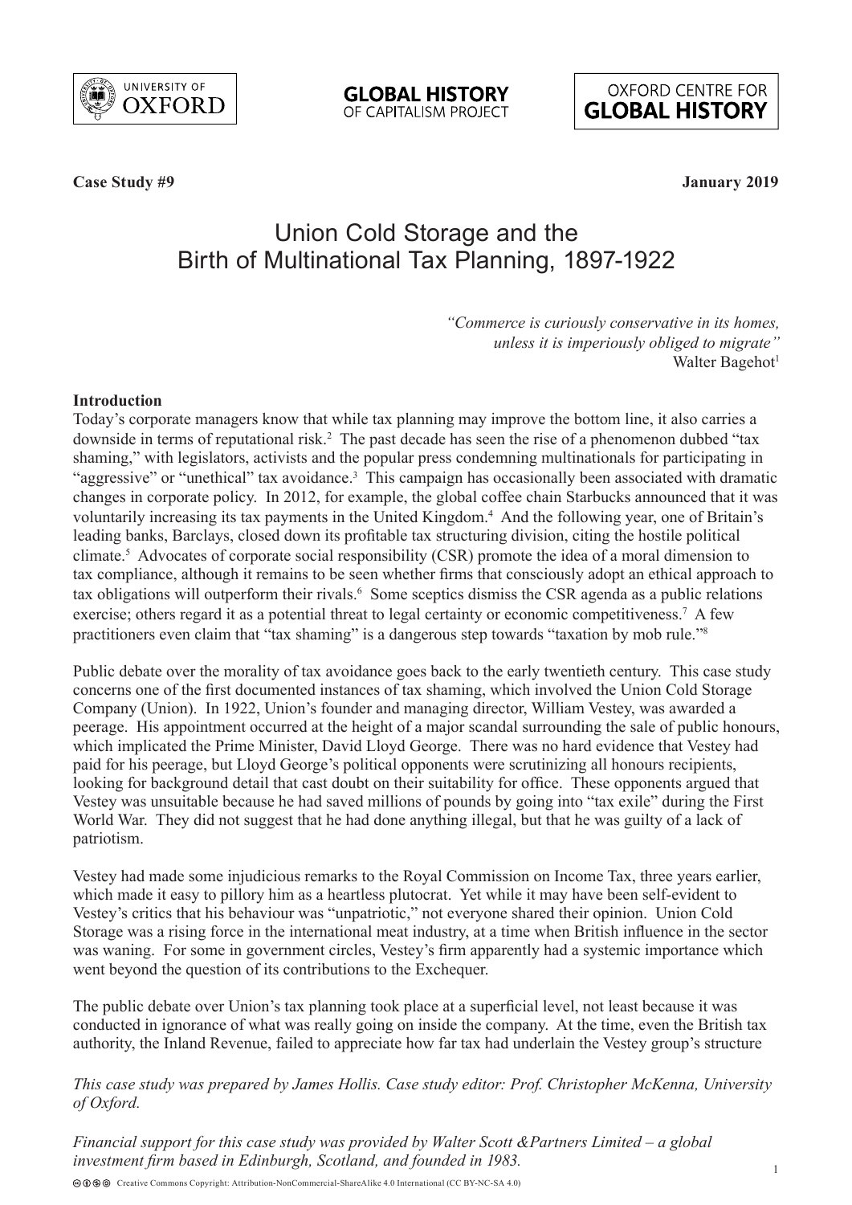**Case Study #9** **January 2019**

# Union Cold Storage and the Birth of Multinational Tax Planning, 1897-1922

> *"Commerce is curiously conservative in its homes, unless it is imperiously obliged to migrate"*
> Walter Bagehot[1]

**Introduction**

Today's corporate managers know that while tax planning may improve the bottom line, it also carries a downside in terms of reputational risk.[2] The past decade has seen the rise of a phenomenon dubbed "tax shaming," with legislators, activists and the popular press condemning multinationals for participating in "aggressive" or "unethical" tax avoidance.[3] This campaign has occasionally been associated with dramatic changes in corporate policy. In 2012, for example, the global coffee chain Starbucks announced that it was voluntarily increasing its tax payments in the United Kingdom.[4] And the following year, one of Britain's leading banks, Barclays, closed down its profitable tax structuring division, citing the hostile political climate.[5] Advocates of corporate social responsibility (CSR) promote the idea of a moral dimension to tax compliance, although it remains to be seen whether firms that consciously adopt an ethical approach to tax obligations will outperform their rivals.[6] Some sceptics dismiss the CSR agenda as a public relations exercise; others regard it as a potential threat to legal certainty or economic competitiveness.[7] A few practitioners even claim that "tax shaming" is a dangerous step towards "taxation by mob rule."[8]

Public debate over the morality of tax avoidance goes back to the early twentieth century. This case study concerns one of the first documented instances of tax shaming, which involved the Union Cold Storage Company (Union). In 1922, Union's founder and managing director, William Vestey, was awarded a peerage. His appointment occurred at the height of a major scandal surrounding the sale of public honours, which implicated the Prime Minister, David Lloyd George. There was no hard evidence that Vestey had paid for his peerage, but Lloyd George's political opponents were scrutinizing all honours recipients, looking for background detail that cast doubt on their suitability for office. These opponents argued that Vestey was unsuitable because he had saved millions of pounds by going into "tax exile" during the First World War. They did not suggest that he had done anything illegal, but that he was guilty of a lack of patriotism.

Vestey had made some injudicious remarks to the Royal Commission on Income Tax, three years earlier, which made it easy to pillory him as a heartless plutocrat. Yet while it may have been self-evident to Vestey's critics that his behaviour was "unpatriotic," not everyone shared their opinion. Union Cold Storage was a rising force in the international meat industry, at a time when British influence in the sector was waning. For some in government circles, Vestey's firm apparently had a systemic importance which went beyond the question of its contributions to the Exchequer.

The public debate over Union's tax planning took place at a superficial level, not least because it was conducted in ignorance of what was really going on inside the company. At the time, even the British tax authority, the Inland Revenue, failed to appreciate how far tax had underlain the Vestey group's structure

*This case study was prepared by James Hollis. Case study editor: Prof. Christopher McKenna, University of Oxford.*

*Financial support for this case study was provided by Walter Scott &Partners Limited – a global investment firm based in Edinburgh, Scotland, and founded in 1983.*

Creative Commons Copyright: Attribution-NonCommercial-ShareAlike 4.0 International (CC BY-NC-SA 4.0)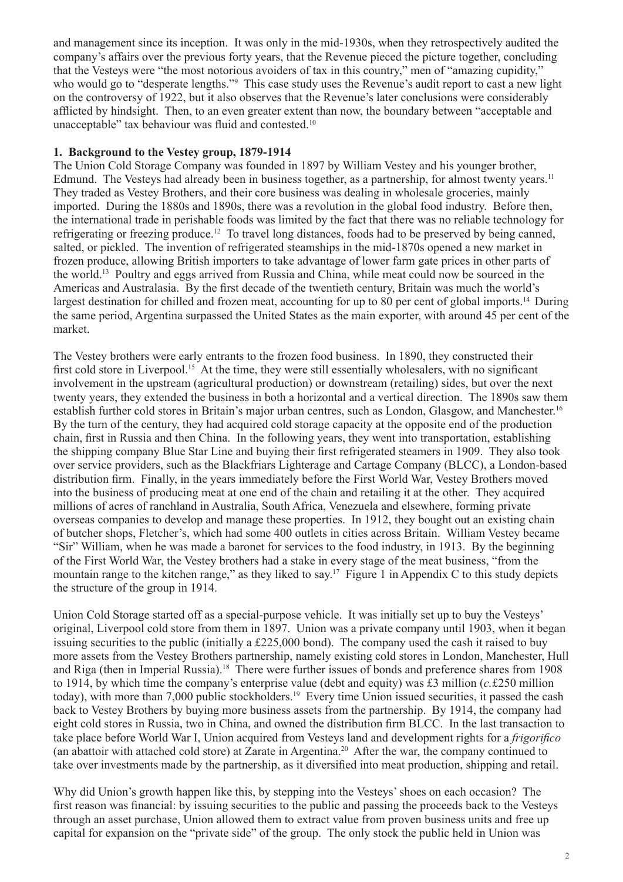and management since its inception. It was only in the mid-1930s, when they retrospectively audited the company's affairs over the previous forty years, that the Revenue pieced the picture together, concluding that the Vesteys were "the most notorious avoiders of tax in this country," men of "amazing cupidity," who would go to "desperate lengths."[9] This case study uses the Revenue's audit report to cast a new light on the controversy of 1922, but it also observes that the Revenue's later conclusions were considerably afflicted by hindsight. Then, to an even greater extent than now, the boundary between "acceptable and unacceptable" tax behaviour was fluid and contested.[10]

## 1. Background to the Vestey group, 1879-1914

The Union Cold Storage Company was founded in 1897 by William Vestey and his younger brother, Edmund. The Vesteys had already been in business together, as a partnership, for almost twenty years.[11] They traded as Vestey Brothers, and their core business was dealing in wholesale groceries, mainly imported. During the 1880s and 1890s, there was a revolution in the global food industry. Before then, the international trade in perishable foods was limited by the fact that there was no reliable technology for refrigerating or freezing produce.[12] To travel long distances, foods had to be preserved by being canned, salted, or pickled. The invention of refrigerated steamships in the mid-1870s opened a new market in frozen produce, allowing British importers to take advantage of lower farm gate prices in other parts of the world.[13] Poultry and eggs arrived from Russia and China, while meat could now be sourced in the Americas and Australasia. By the first decade of the twentieth century, Britain was much the world's largest destination for chilled and frozen meat, accounting for up to 80 per cent of global imports.[14] During the same period, Argentina surpassed the United States as the main exporter, with around 45 per cent of the market.

The Vestey brothers were early entrants to the frozen food business. In 1890, they constructed their first cold store in Liverpool.[15] At the time, they were still essentially wholesalers, with no significant involvement in the upstream (agricultural production) or downstream (retailing) sides, but over the next twenty years, they extended the business in both a horizontal and a vertical direction. The 1890s saw them establish further cold stores in Britain's major urban centres, such as London, Glasgow, and Manchester.[16] By the turn of the century, they had acquired cold storage capacity at the opposite end of the production chain, first in Russia and then China. In the following years, they went into transportation, establishing the shipping company Blue Star Line and buying their first refrigerated steamers in 1909. They also took over service providers, such as the Blackfriars Lighterage and Cartage Company (BLCC), a London-based distribution firm. Finally, in the years immediately before the First World War, Vestey Brothers moved into the business of producing meat at one end of the chain and retailing it at the other. They acquired millions of acres of ranchland in Australia, South Africa, Venezuela and elsewhere, forming private overseas companies to develop and manage these properties. In 1912, they bought out an existing chain of butcher shops, Fletcher's, which had some 400 outlets in cities across Britain. William Vestey became "Sir" William, when he was made a baronet for services to the food industry, in 1913. By the beginning of the First World War, the Vestey brothers had a stake in every stage of the meat business, "from the mountain range to the kitchen range," as they liked to say.[17] Figure 1 in Appendix C to this study depicts the structure of the group in 1914.

Union Cold Storage started off as a special-purpose vehicle. It was initially set up to buy the Vesteys' original, Liverpool cold store from them in 1897. Union was a private company until 1903, when it began issuing securities to the public (initially a £225,000 bond). The company used the cash it raised to buy more assets from the Vestey Brothers partnership, namely existing cold stores in London, Manchester, Hull and Riga (then in Imperial Russia).[18] There were further issues of bonds and preference shares from 1908 to 1914, by which time the company's enterprise value (debt and equity) was £3 million (*c.*£250 million today), with more than 7,000 public stockholders.[19] Every time Union issued securities, it passed the cash back to Vestey Brothers by buying more business assets from the partnership. By 1914, the company had eight cold stores in Russia, two in China, and owned the distribution firm BLCC. In the last transaction to take place before World War I, Union acquired from Vesteys land and development rights for a *frigorífico* (an abattoir with attached cold store) at Zarate in Argentina.[20] After the war, the company continued to take over investments made by the partnership, as it diversified into meat production, shipping and retail.

Why did Union's growth happen like this, by stepping into the Vesteys' shoes on each occasion? The first reason was financial: by issuing securities to the public and passing the proceeds back to the Vesteys through an asset purchase, Union allowed them to extract value from proven business units and free up capital for expansion on the "private side" of the group. The only stock the public held in Union was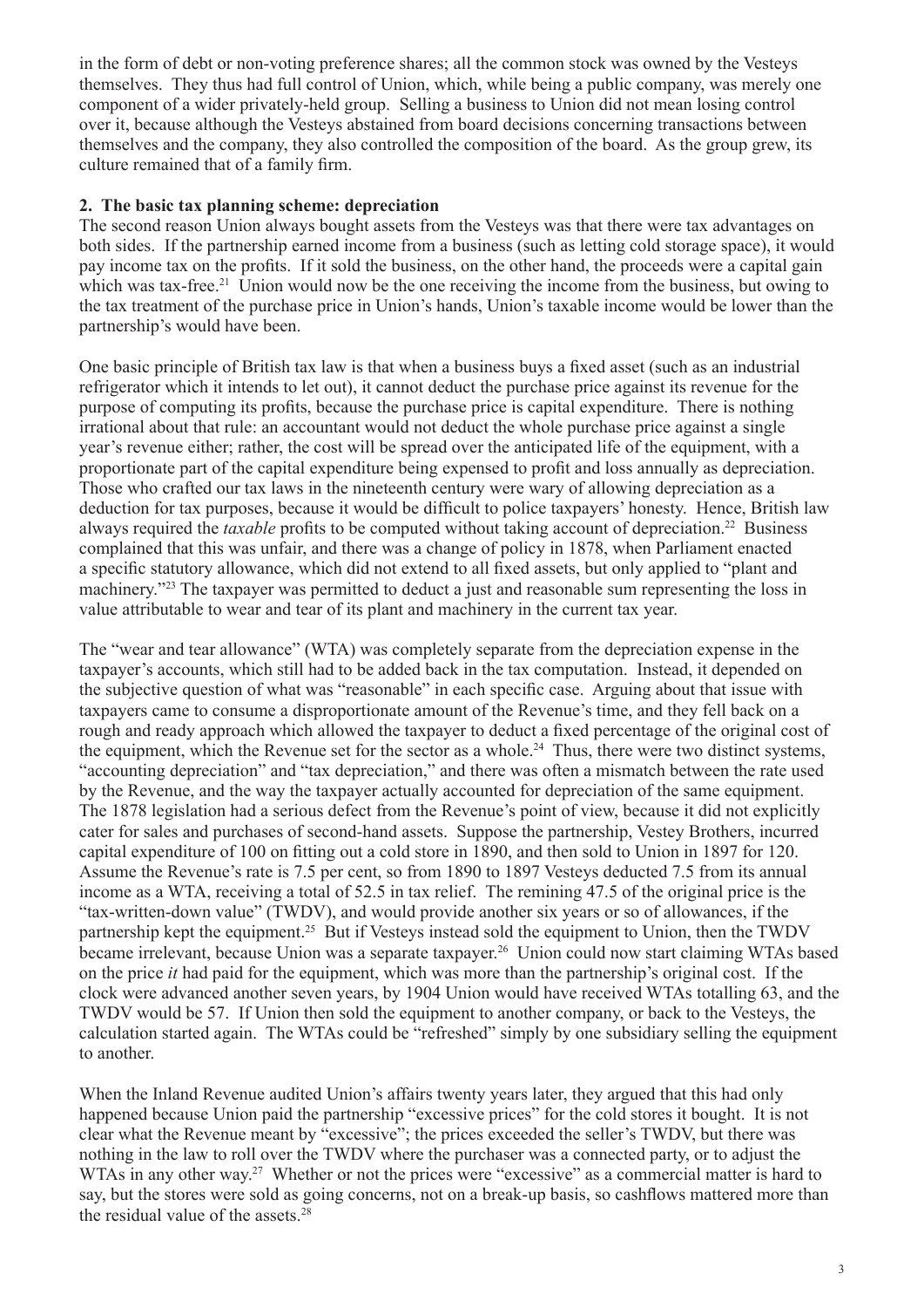in the form of debt or non-voting preference shares; all the common stock was owned by the Vesteys themselves. They thus had full control of Union, which, while being a public company, was merely one component of a wider privately-held group. Selling a business to Union did not mean losing control over it, because although the Vesteys abstained from board decisions concerning transactions between themselves and the company, they also controlled the composition of the board. As the group grew, its culture remained that of a family firm.

## 2. The basic tax planning scheme: depreciation

The second reason Union always bought assets from the Vesteys was that there were tax advantages on both sides. If the partnership earned income from a business (such as letting cold storage space), it would pay income tax on the profits. If it sold the business, on the other hand, the proceeds were a capital gain which was tax-free.[21] Union would now be the one receiving the income from the business, but owing to the tax treatment of the purchase price in Union's hands, Union's taxable income would be lower than the partnership's would have been.

One basic principle of British tax law is that when a business buys a fixed asset (such as an industrial refrigerator which it intends to let out), it cannot deduct the purchase price against its revenue for the purpose of computing its profits, because the purchase price is capital expenditure. There is nothing irrational about that rule: an accountant would not deduct the whole purchase price against a single year's revenue either; rather, the cost will be spread over the anticipated life of the equipment, with a proportionate part of the capital expenditure being expensed to profit and loss annually as depreciation. Those who crafted our tax laws in the nineteenth century were wary of allowing depreciation as a deduction for tax purposes, because it would be difficult to police taxpayers' honesty. Hence, British law always required the *taxable* profits to be computed without taking account of depreciation.[22] Business complained that this was unfair, and there was a change of policy in 1878, when Parliament enacted a specific statutory allowance, which did not extend to all fixed assets, but only applied to "plant and machinery."[23] The taxpayer was permitted to deduct a just and reasonable sum representing the loss in value attributable to wear and tear of its plant and machinery in the current tax year.

The "wear and tear allowance" (WTA) was completely separate from the depreciation expense in the taxpayer's accounts, which still had to be added back in the tax computation. Instead, it depended on the subjective question of what was "reasonable" in each specific case. Arguing about that issue with taxpayers came to consume a disproportionate amount of the Revenue's time, and they fell back on a rough and ready approach which allowed the taxpayer to deduct a fixed percentage of the original cost of the equipment, which the Revenue set for the sector as a whole.[24] Thus, there were two distinct systems, "accounting depreciation" and "tax depreciation," and there was often a mismatch between the rate used by the Revenue, and the way the taxpayer actually accounted for depreciation of the same equipment. The 1878 legislation had a serious defect from the Revenue's point of view, because it did not explicitly cater for sales and purchases of second-hand assets. Suppose the partnership, Vestey Brothers, incurred capital expenditure of 100 on fitting out a cold store in 1890, and then sold to Union in 1897 for 120. Assume the Revenue's rate is 7.5 per cent, so from 1890 to 1897 Vesteys deducted 7.5 from its annual income as a WTA, receiving a total of 52.5 in tax relief. The remining 47.5 of the original price is the "tax-written-down value" (TWDV), and would provide another six years or so of allowances, if the partnership kept the equipment.[25] But if Vesteys instead sold the equipment to Union, then the TWDV became irrelevant, because Union was a separate taxpayer.[26] Union could now start claiming WTAs based on the price *it* had paid for the equipment, which was more than the partnership's original cost. If the clock were advanced another seven years, by 1904 Union would have received WTAs totalling 63, and the TWDV would be 57. If Union then sold the equipment to another company, or back to the Vesteys, the calculation started again. The WTAs could be "refreshed" simply by one subsidiary selling the equipment to another.

When the Inland Revenue audited Union's affairs twenty years later, they argued that this had only happened because Union paid the partnership "excessive prices" for the cold stores it bought. It is not clear what the Revenue meant by "excessive"; the prices exceeded the seller's TWDV, but there was nothing in the law to roll over the TWDV where the purchaser was a connected party, or to adjust the WTAs in any other way.[27] Whether or not the prices were "excessive" as a commercial matter is hard to say, but the stores were sold as going concerns, not on a break-up basis, so cashflows mattered more than the residual value of the assets.[28]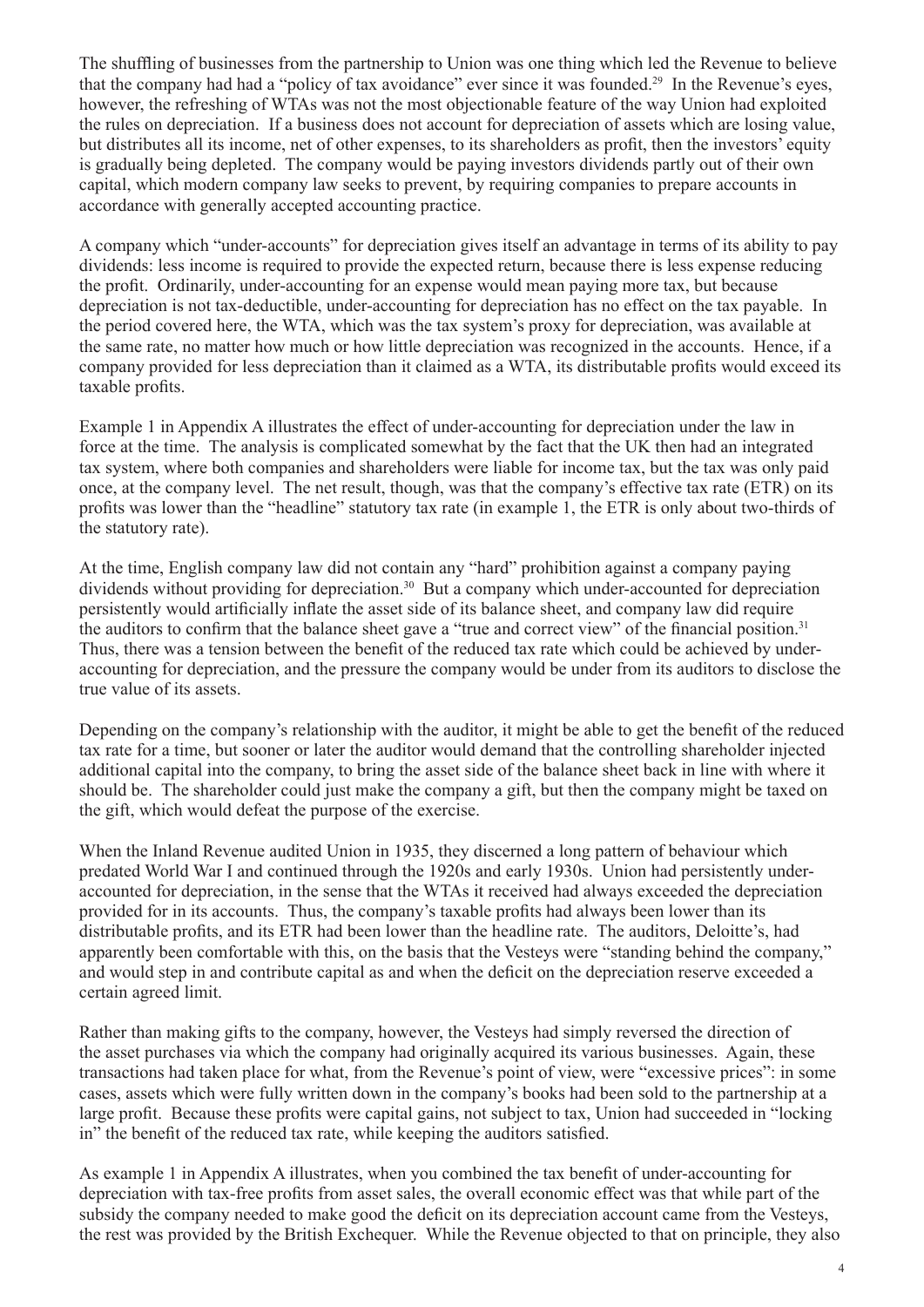The shuffling of businesses from the partnership to Union was one thing which led the Revenue to believe that the company had had a "policy of tax avoidance" ever since it was founded.[29] In the Revenue's eyes, however, the refreshing of WTAs was not the most objectionable feature of the way Union had exploited the rules on depreciation. If a business does not account for depreciation of assets which are losing value, but distributes all its income, net of other expenses, to its shareholders as profit, then the investors' equity is gradually being depleted. The company would be paying investors dividends partly out of their own capital, which modern company law seeks to prevent, by requiring companies to prepare accounts in accordance with generally accepted accounting practice.

A company which "under-accounts" for depreciation gives itself an advantage in terms of its ability to pay dividends: less income is required to provide the expected return, because there is less expense reducing the profit. Ordinarily, under-accounting for an expense would mean paying more tax, but because depreciation is not tax-deductible, under-accounting for depreciation has no effect on the tax payable. In the period covered here, the WTA, which was the tax system's proxy for depreciation, was available at the same rate, no matter how much or how little depreciation was recognized in the accounts. Hence, if a company provided for less depreciation than it claimed as a WTA, its distributable profits would exceed its taxable profits.

Example 1 in Appendix A illustrates the effect of under-accounting for depreciation under the law in force at the time. The analysis is complicated somewhat by the fact that the UK then had an integrated tax system, where both companies and shareholders were liable for income tax, but the tax was only paid once, at the company level. The net result, though, was that the company's effective tax rate (ETR) on its profits was lower than the "headline" statutory tax rate (in example 1, the ETR is only about two-thirds of the statutory rate).

At the time, English company law did not contain any "hard" prohibition against a company paying dividends without providing for depreciation.[30] But a company which under-accounted for depreciation persistently would artificially inflate the asset side of its balance sheet, and company law did require the auditors to confirm that the balance sheet gave a "true and correct view" of the financial position.[31] Thus, there was a tension between the benefit of the reduced tax rate which could be achieved by under-accounting for depreciation, and the pressure the company would be under from its auditors to disclose the true value of its assets.

Depending on the company's relationship with the auditor, it might be able to get the benefit of the reduced tax rate for a time, but sooner or later the auditor would demand that the controlling shareholder injected additional capital into the company, to bring the asset side of the balance sheet back in line with where it should be. The shareholder could just make the company a gift, but then the company might be taxed on the gift, which would defeat the purpose of the exercise.

When the Inland Revenue audited Union in 1935, they discerned a long pattern of behaviour which predated World War I and continued through the 1920s and early 1930s. Union had persistently under-accounted for depreciation, in the sense that the WTAs it received had always exceeded the depreciation provided for in its accounts. Thus, the company's taxable profits had always been lower than its distributable profits, and its ETR had been lower than the headline rate. The auditors, Deloitte's, had apparently been comfortable with this, on the basis that the Vesteys were "standing behind the company," and would step in and contribute capital as and when the deficit on the depreciation reserve exceeded a certain agreed limit.

Rather than making gifts to the company, however, the Vesteys had simply reversed the direction of the asset purchases via which the company had originally acquired its various businesses. Again, these transactions had taken place for what, from the Revenue's point of view, were "excessive prices": in some cases, assets which were fully written down in the company's books had been sold to the partnership at a large profit. Because these profits were capital gains, not subject to tax, Union had succeeded in "locking in" the benefit of the reduced tax rate, while keeping the auditors satisfied.

As example 1 in Appendix A illustrates, when you combined the tax benefit of under-accounting for depreciation with tax-free profits from asset sales, the overall economic effect was that while part of the subsidy the company needed to make good the deficit on its depreciation account came from the Vesteys, the rest was provided by the British Exchequer. While the Revenue objected to that on principle, they also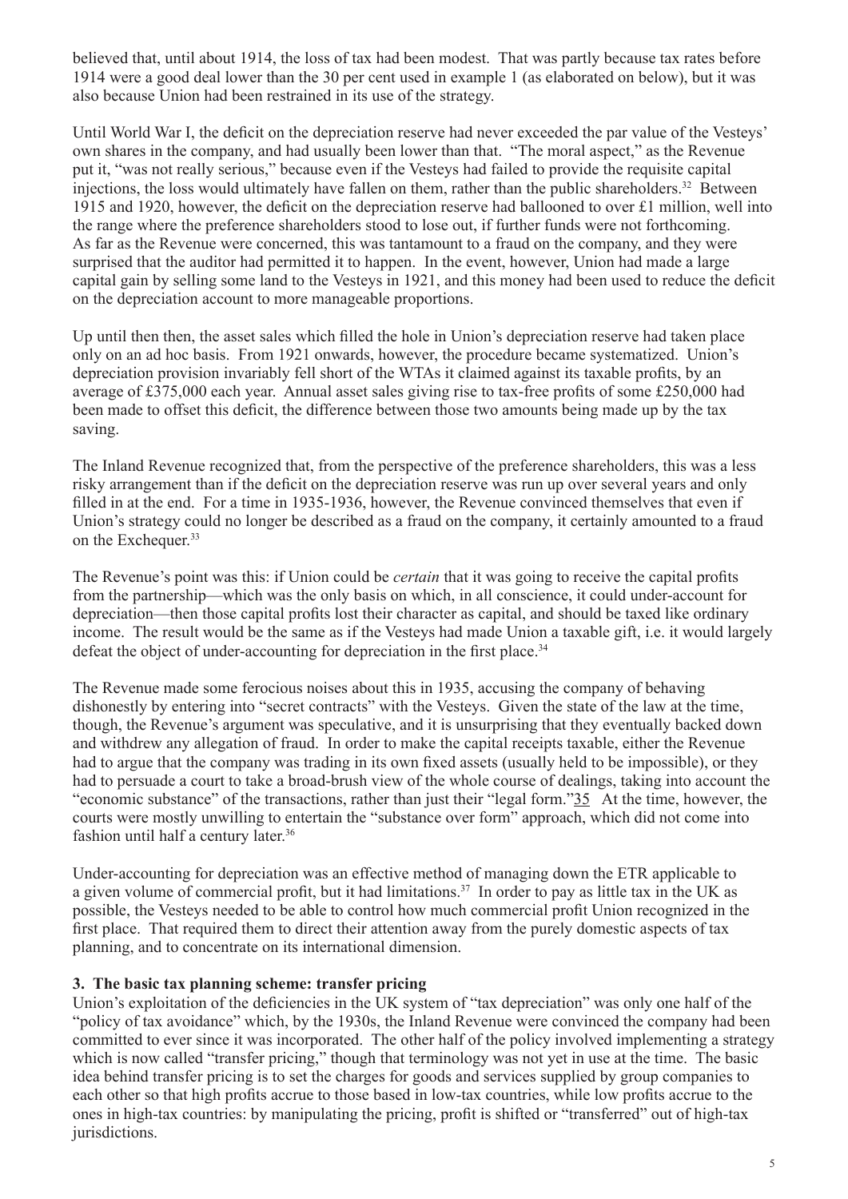believed that, until about 1914, the loss of tax had been modest. That was partly because tax rates before 1914 were a good deal lower than the 30 per cent used in example 1 (as elaborated on below), but it was also because Union had been restrained in its use of the strategy.

Until World War I, the deficit on the depreciation reserve had never exceeded the par value of the Vesteys' own shares in the company, and had usually been lower than that. "The moral aspect," as the Revenue put it, "was not really serious," because even if the Vesteys had failed to provide the requisite capital injections, the loss would ultimately have fallen on them, rather than the public shareholders.[32] Between 1915 and 1920, however, the deficit on the depreciation reserve had ballooned to over £1 million, well into the range where the preference shareholders stood to lose out, if further funds were not forthcoming. As far as the Revenue were concerned, this was tantamount to a fraud on the company, and they were surprised that the auditor had permitted it to happen. In the event, however, Union had made a large capital gain by selling some land to the Vesteys in 1921, and this money had been used to reduce the deficit on the depreciation account to more manageable proportions.

Up until then then, the asset sales which filled the hole in Union's depreciation reserve had taken place only on an ad hoc basis. From 1921 onwards, however, the procedure became systematized. Union's depreciation provision invariably fell short of the WTAs it claimed against its taxable profits, by an average of £375,000 each year. Annual asset sales giving rise to tax-free profits of some £250,000 had been made to offset this deficit, the difference between those two amounts being made up by the tax saving.

The Inland Revenue recognized that, from the perspective of the preference shareholders, this was a less risky arrangement than if the deficit on the depreciation reserve was run up over several years and only filled in at the end. For a time in 1935-1936, however, the Revenue convinced themselves that even if Union's strategy could no longer be described as a fraud on the company, it certainly amounted to a fraud on the Exchequer.[33]

The Revenue's point was this: if Union could be *certain* that it was going to receive the capital profits from the partnership—which was the only basis on which, in all conscience, it could under-account for depreciation—then those capital profits lost their character as capital, and should be taxed like ordinary income. The result would be the same as if the Vesteys had made Union a taxable gift, i.e. it would largely defeat the object of under-accounting for depreciation in the first place.[34]

The Revenue made some ferocious noises about this in 1935, accusing the company of behaving dishonestly by entering into "secret contracts" with the Vesteys. Given the state of the law at the time, though, the Revenue's argument was speculative, and it is unsurprising that they eventually backed down and withdrew any allegation of fraud. In order to make the capital receipts taxable, either the Revenue had to argue that the company was trading in its own fixed assets (usually held to be impossible), or they had to persuade a court to take a broad-brush view of the whole course of dealings, taking into account the "economic substance" of the transactions, rather than just their "legal form."[35] At the time, however, the courts were mostly unwilling to entertain the "substance over form" approach, which did not come into fashion until half a century later.[36]

Under-accounting for depreciation was an effective method of managing down the ETR applicable to a given volume of commercial profit, but it had limitations.[37] In order to pay as little tax in the UK as possible, the Vesteys needed to be able to control how much commercial profit Union recognized in the first place. That required them to direct their attention away from the purely domestic aspects of tax planning, and to concentrate on its international dimension.

### 3. The basic tax planning scheme: transfer pricing

Union's exploitation of the deficiencies in the UK system of "tax depreciation" was only one half of the "policy of tax avoidance" which, by the 1930s, the Inland Revenue were convinced the company had been committed to ever since it was incorporated. The other half of the policy involved implementing a strategy which is now called "transfer pricing," though that terminology was not yet in use at the time. The basic idea behind transfer pricing is to set the charges for goods and services supplied by group companies to each other so that high profits accrue to those based in low-tax countries, while low profits accrue to the ones in high-tax countries: by manipulating the pricing, profit is shifted or "transferred" out of high-tax jurisdictions.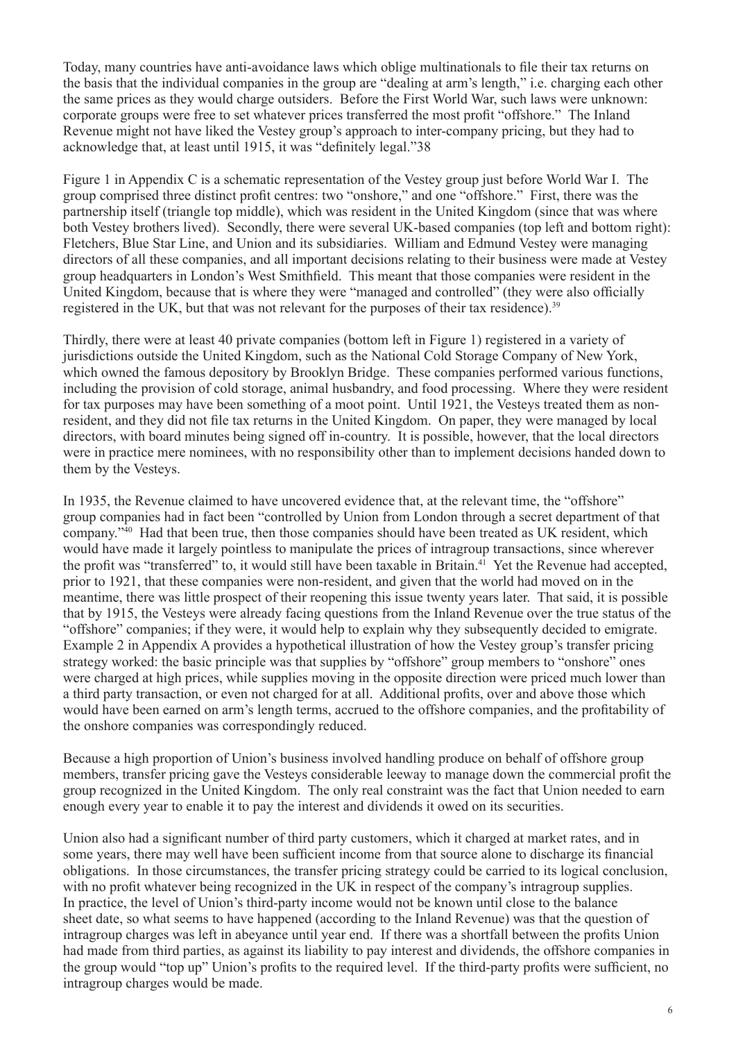Today, many countries have anti-avoidance laws which oblige multinationals to file their tax returns on the basis that the individual companies in the group are "dealing at arm's length," i.e. charging each other the same prices as they would charge outsiders. Before the First World War, such laws were unknown: corporate groups were free to set whatever prices transferred the most profit "offshore." The Inland Revenue might not have liked the Vestey group's approach to inter-company pricing, but they had to acknowledge that, at least until 1915, it was "definitely legal."[38]

Figure 1 in Appendix C is a schematic representation of the Vestey group just before World War I. The group comprised three distinct profit centres: two "onshore," and one "offshore." First, there was the partnership itself (triangle top middle), which was resident in the United Kingdom (since that was where both Vestey brothers lived). Secondly, there were several UK-based companies (top left and bottom right): Fletchers, Blue Star Line, and Union and its subsidiaries. William and Edmund Vestey were managing directors of all these companies, and all important decisions relating to their business were made at Vestey group headquarters in London's West Smithfield. This meant that those companies were resident in the United Kingdom, because that is where they were "managed and controlled" (they were also officially registered in the UK, but that was not relevant for the purposes of their tax residence).[39]

Thirdly, there were at least 40 private companies (bottom left in Figure 1) registered in a variety of jurisdictions outside the United Kingdom, such as the National Cold Storage Company of New York, which owned the famous depository by Brooklyn Bridge. These companies performed various functions, including the provision of cold storage, animal husbandry, and food processing. Where they were resident for tax purposes may have been something of a moot point. Until 1921, the Vesteys treated them as non-resident, and they did not file tax returns in the United Kingdom. On paper, they were managed by local directors, with board minutes being signed off in-country. It is possible, however, that the local directors were in practice mere nominees, with no responsibility other than to implement decisions handed down to them by the Vesteys.

In 1935, the Revenue claimed to have uncovered evidence that, at the relevant time, the "offshore" group companies had in fact been "controlled by Union from London through a secret department of that company."[40] Had that been true, then those companies should have been treated as UK resident, which would have made it largely pointless to manipulate the prices of intragroup transactions, since wherever the profit was "transferred" to, it would still have been taxable in Britain.[41] Yet the Revenue had accepted, prior to 1921, that these companies were non-resident, and given that the world had moved on in the meantime, there was little prospect of their reopening this issue twenty years later. That said, it is possible that by 1915, the Vesteys were already facing questions from the Inland Revenue over the true status of the "offshore" companies; if they were, it would help to explain why they subsequently decided to emigrate. Example 2 in Appendix A provides a hypothetical illustration of how the Vestey group's transfer pricing strategy worked: the basic principle was that supplies by "offshore" group members to "onshore" ones were charged at high prices, while supplies moving in the opposite direction were priced much lower than a third party transaction, or even not charged for at all. Additional profits, over and above those which would have been earned on arm's length terms, accrued to the offshore companies, and the profitability of the onshore companies was correspondingly reduced.

Because a high proportion of Union's business involved handling produce on behalf of offshore group members, transfer pricing gave the Vesteys considerable leeway to manage down the commercial profit the group recognized in the United Kingdom. The only real constraint was the fact that Union needed to earn enough every year to enable it to pay the interest and dividends it owed on its securities.

Union also had a significant number of third party customers, which it charged at market rates, and in some years, there may well have been sufficient income from that source alone to discharge its financial obligations. In those circumstances, the transfer pricing strategy could be carried to its logical conclusion, with no profit whatever being recognized in the UK in respect of the company's intragroup supplies. In practice, the level of Union's third-party income would not be known until close to the balance sheet date, so what seems to have happened (according to the Inland Revenue) was that the question of intragroup charges was left in abeyance until year end. If there was a shortfall between the profits Union had made from third parties, as against its liability to pay interest and dividends, the offshore companies in the group would "top up" Union's profits to the required level. If the third-party profits were sufficient, no intragroup charges would be made.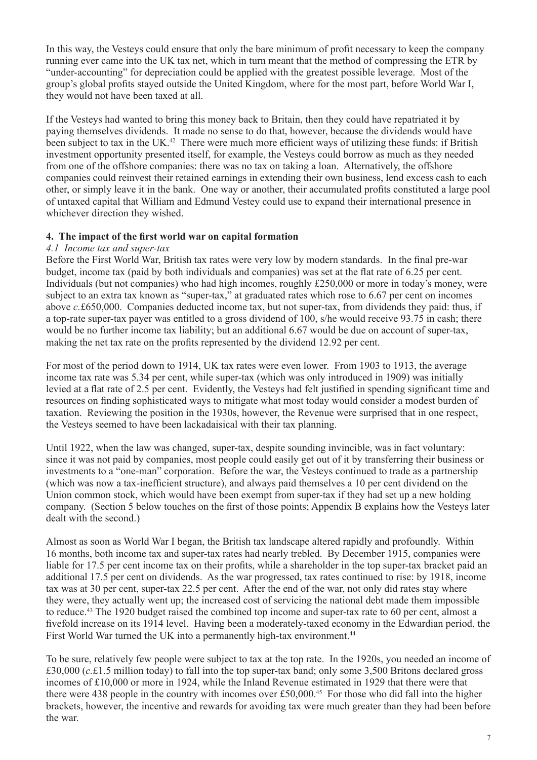In this way, the Vesteys could ensure that only the bare minimum of profit necessary to keep the company running ever came into the UK tax net, which in turn meant that the method of compressing the ETR by "under-accounting" for depreciation could be applied with the greatest possible leverage. Most of the group's global profits stayed outside the United Kingdom, where for the most part, before World War I, they would not have been taxed at all.

If the Vesteys had wanted to bring this money back to Britain, then they could have repatriated it by paying themselves dividends. It made no sense to do that, however, because the dividends would have been subject to tax in the UK.[42] There were much more efficient ways of utilizing these funds: if British investment opportunity presented itself, for example, the Vesteys could borrow as much as they needed from one of the offshore companies: there was no tax on taking a loan. Alternatively, the offshore companies could reinvest their retained earnings in extending their own business, lend excess cash to each other, or simply leave it in the bank. One way or another, their accumulated profits constituted a large pool of untaxed capital that William and Edmund Vestey could use to expand their international presence in whichever direction they wished.

## 4. The impact of the first world war on capital formation

### *4.1 Income tax and super-tax*

Before the First World War, British tax rates were very low by modern standards. In the final pre-war budget, income tax (paid by both individuals and companies) was set at the flat rate of 6.25 per cent. Individuals (but not companies) who had high incomes, roughly £250,000 or more in today's money, were subject to an extra tax known as "super-tax," at graduated rates which rose to 6.67 per cent on incomes above *c.*£650,000. Companies deducted income tax, but not super-tax, from dividends they paid: thus, if a top-rate super-tax payer was entitled to a gross dividend of 100, s/he would receive 93.75 in cash; there would be no further income tax liability; but an additional 6.67 would be due on account of super-tax, making the net tax rate on the profits represented by the dividend 12.92 per cent.

For most of the period down to 1914, UK tax rates were even lower. From 1903 to 1913, the average income tax rate was 5.34 per cent, while super-tax (which was only introduced in 1909) was initially levied at a flat rate of 2.5 per cent. Evidently, the Vesteys had felt justified in spending significant time and resources on finding sophisticated ways to mitigate what most today would consider a modest burden of taxation. Reviewing the position in the 1930s, however, the Revenue were surprised that in one respect, the Vesteys seemed to have been lackadaisical with their tax planning.

Until 1922, when the law was changed, super-tax, despite sounding invincible, was in fact voluntary: since it was not paid by companies, most people could easily get out of it by transferring their business or investments to a "one-man" corporation. Before the war, the Vesteys continued to trade as a partnership (which was now a tax-inefficient structure), and always paid themselves a 10 per cent dividend on the Union common stock, which would have been exempt from super-tax if they had set up a new holding company. (Section 5 below touches on the first of those points; Appendix B explains how the Vesteys later dealt with the second.)

Almost as soon as World War I began, the British tax landscape altered rapidly and profoundly. Within 16 months, both income tax and super-tax rates had nearly trebled. By December 1915, companies were liable for 17.5 per cent income tax on their profits, while a shareholder in the top super-tax bracket paid an additional 17.5 per cent on dividends. As the war progressed, tax rates continued to rise: by 1918, income tax was at 30 per cent, super-tax 22.5 per cent. After the end of the war, not only did rates stay where they were, they actually went up; the increased cost of servicing the national debt made them impossible to reduce.[43] The 1920 budget raised the combined top income and super-tax rate to 60 per cent, almost a fivefold increase on its 1914 level. Having been a moderately-taxed economy in the Edwardian period, the First World War turned the UK into a permanently high-tax environment.[44]

To be sure, relatively few people were subject to tax at the top rate. In the 1920s, you needed an income of £30,000 (*c.*£1.5 million today) to fall into the top super-tax band; only some 3,500 Britons declared gross incomes of £10,000 or more in 1924, while the Inland Revenue estimated in 1929 that there were that there were 438 people in the country with incomes over £50,000.[45] For those who did fall into the higher brackets, however, the incentive and rewards for avoiding tax were much greater than they had been before the war.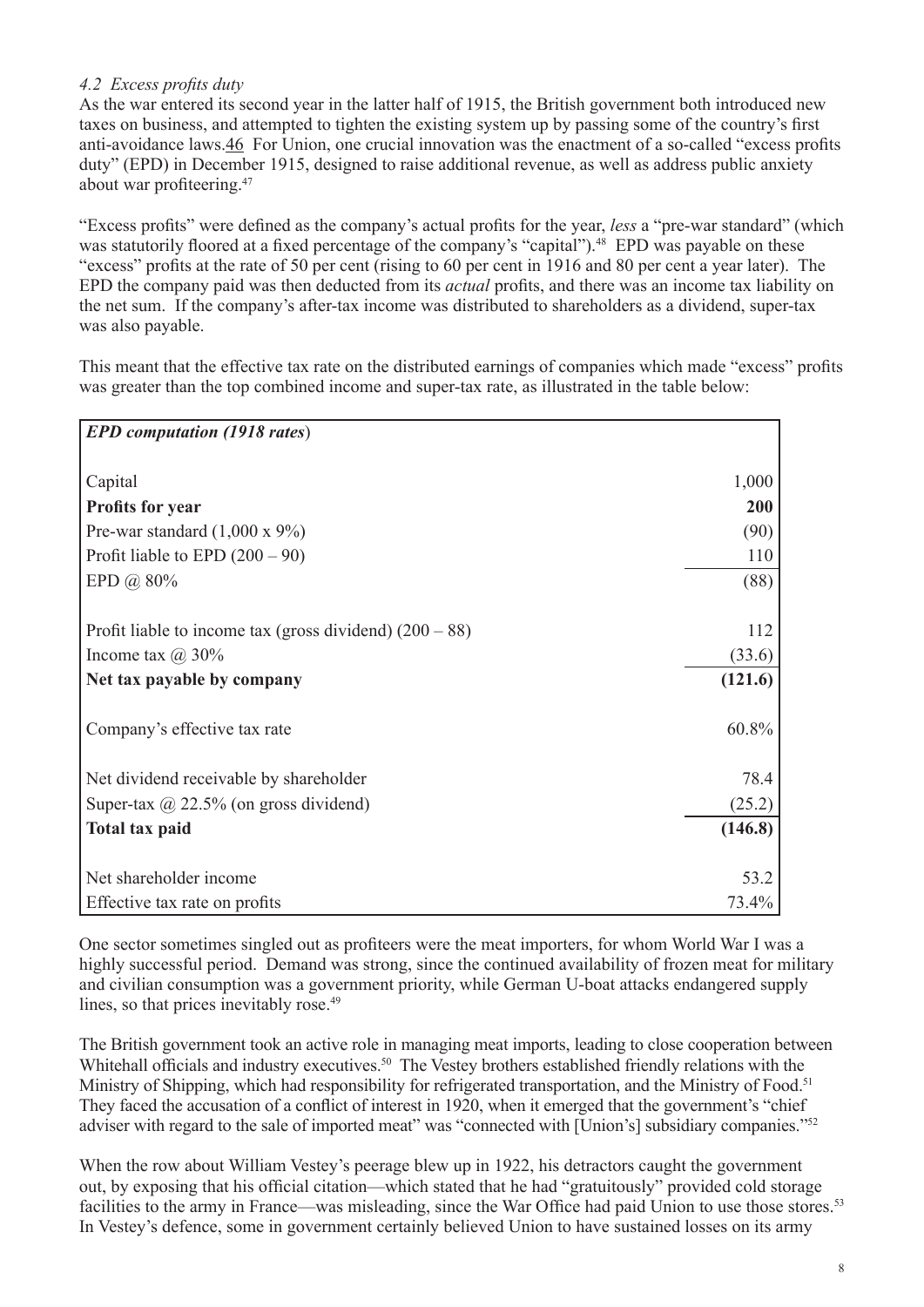### *4.2 Excess profits duty*

As the war entered its second year in the latter half of 1915, the British government both introduced new taxes on business, and attempted to tighten the existing system up by passing some of the country's first anti-avoidance laws.[46] For Union, one crucial innovation was the enactment of a so-called "excess profits duty" (EPD) in December 1915, designed to raise additional revenue, as well as address public anxiety about war profiteering.[47]

"Excess profits" were defined as the company's actual profits for the year, *less* a "pre-war standard" (which was statutorily floored at a fixed percentage of the company's "capital").[48] EPD was payable on these "excess" profits at the rate of 50 per cent (rising to 60 per cent in 1916 and 80 per cent a year later). The EPD the company paid was then deducted from its *actual* profits, and there was an income tax liability on the net sum. If the company's after-tax income was distributed to shareholders as a dividend, super-tax was also payable.

This meant that the effective tax rate on the distributed earnings of companies which made "excess" profits was greater than the top combined income and super-tax rate, as illustrated in the table below:

| ***EPD computation (1918 rates)*** | |
|---|---|
| Capital | 1,000 |
| **Profits for year** | **200** |
| Pre-war standard (1,000 x 9%) | (90) |
| Profit liable to EPD (200 – 90) | 110 |
| EPD @ 80% | (88) |
| Profit liable to income tax (gross dividend) (200 – 88) | 112 |
| Income tax @ 30% | (33.6) |
| **Net tax payable by company** | **(121.6)** |
| Company's effective tax rate | 60.8% |
| Net dividend receivable by shareholder | 78.4 |
| Super-tax @ 22.5% (on gross dividend) | (25.2) |
| **Total tax paid** | **(146.8)** |
| Net shareholder income | 53.2 |
| Effective tax rate on profits | 73.4% |

One sector sometimes singled out as profiteers were the meat importers, for whom World War I was a highly successful period. Demand was strong, since the continued availability of frozen meat for military and civilian consumption was a government priority, while German U-boat attacks endangered supply lines, so that prices inevitably rose.[49]

The British government took an active role in managing meat imports, leading to close cooperation between Whitehall officials and industry executives.[50] The Vestey brothers established friendly relations with the Ministry of Shipping, which had responsibility for refrigerated transportation, and the Ministry of Food.[51] They faced the accusation of a conflict of interest in 1920, when it emerged that the government's "chief adviser with regard to the sale of imported meat" was "connected with [Union's] subsidiary companies."[52]

When the row about William Vestey's peerage blew up in 1922, his detractors caught the government out, by exposing that his official citation—which stated that he had "gratuitously" provided cold storage facilities to the army in France—was misleading, since the War Office had paid Union to use those stores.[53] In Vestey's defence, some in government certainly believed Union to have sustained losses on its army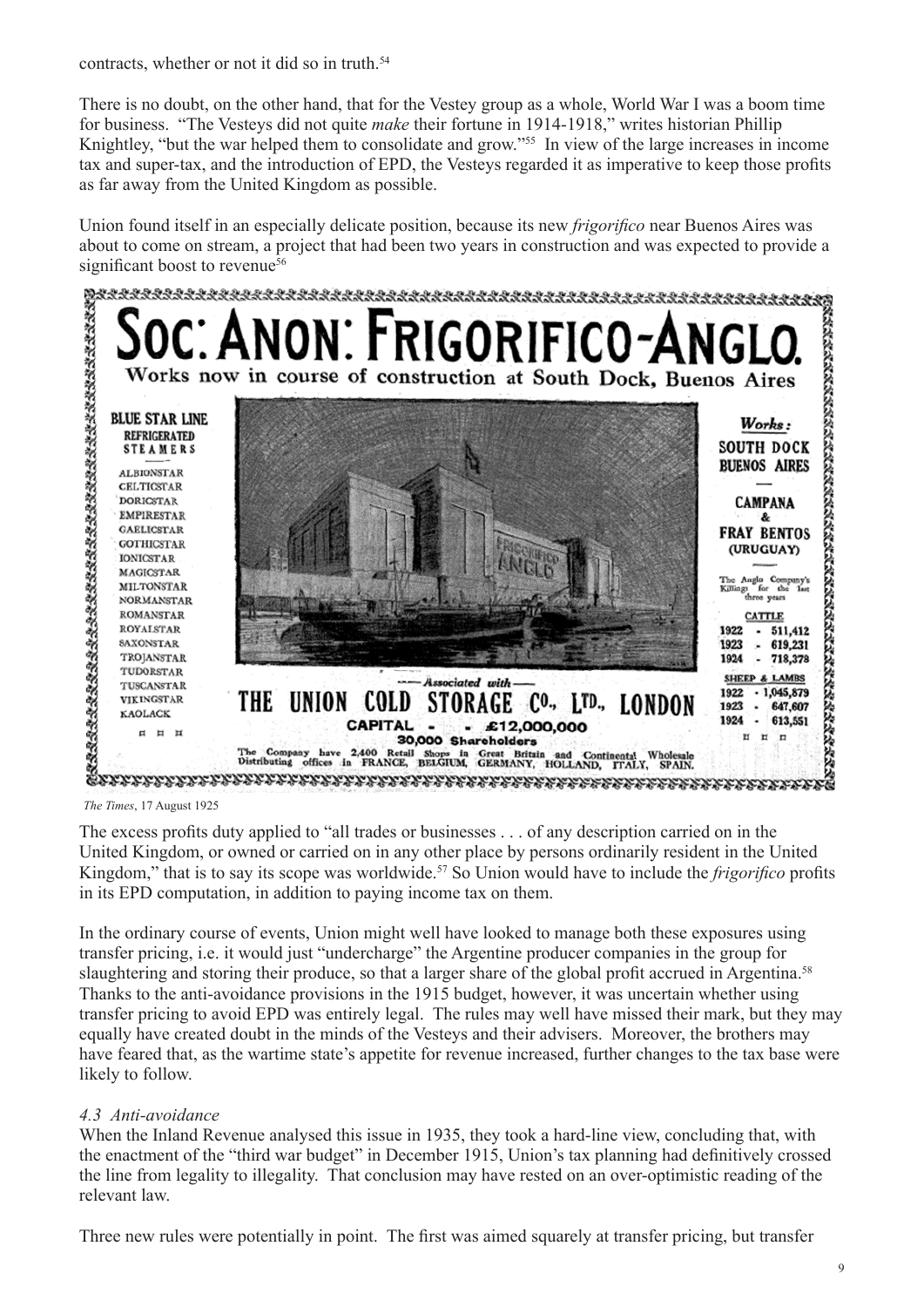contracts, whether or not it did so in truth.[54]

There is no doubt, on the other hand, that for the Vestey group as a whole, World War I was a boom time for business. "The Vesteys did not quite *make* their fortune in 1914-1918," writes historian Phillip Knightley, "but the war helped them to consolidate and grow."[55] In view of the large increases in income tax and super-tax, and the introduction of EPD, the Vesteys regarded it as imperative to keep those profits as far away from the United Kingdom as possible.

Union found itself in an especially delicate position, because its new *frigorifico* near Buenos Aires was about to come on stream, a project that had been two years in construction and was expected to provide a significant boost to revenue[56]

*The Times*, 17 August 1925

The excess profits duty applied to "all trades or businesses . . . of any description carried on in the United Kingdom, or owned or carried on in any other place by persons ordinarily resident in the United Kingdom," that is to say its scope was worldwide.[57] So Union would have to include the *frigorifico* profits in its EPD computation, in addition to paying income tax on them.

In the ordinary course of events, Union might well have looked to manage both these exposures using transfer pricing, i.e. it would just "undercharge" the Argentine producer companies in the group for slaughtering and storing their produce, so that a larger share of the global profit accrued in Argentina.[58] Thanks to the anti-avoidance provisions in the 1915 budget, however, it was uncertain whether using transfer pricing to avoid EPD was entirely legal. The rules may well have missed their mark, but they may equally have created doubt in the minds of the Vesteys and their advisers. Moreover, the brothers may have feared that, as the wartime state's appetite for revenue increased, further changes to the tax base were likely to follow.

### *4.3 Anti-avoidance*

When the Inland Revenue analysed this issue in 1935, they took a hard-line view, concluding that, with the enactment of the "third war budget" in December 1915, Union's tax planning had definitively crossed the line from legality to illegality. That conclusion may have rested on an over-optimistic reading of the relevant law.

Three new rules were potentially in point. The first was aimed squarely at transfer pricing, but transfer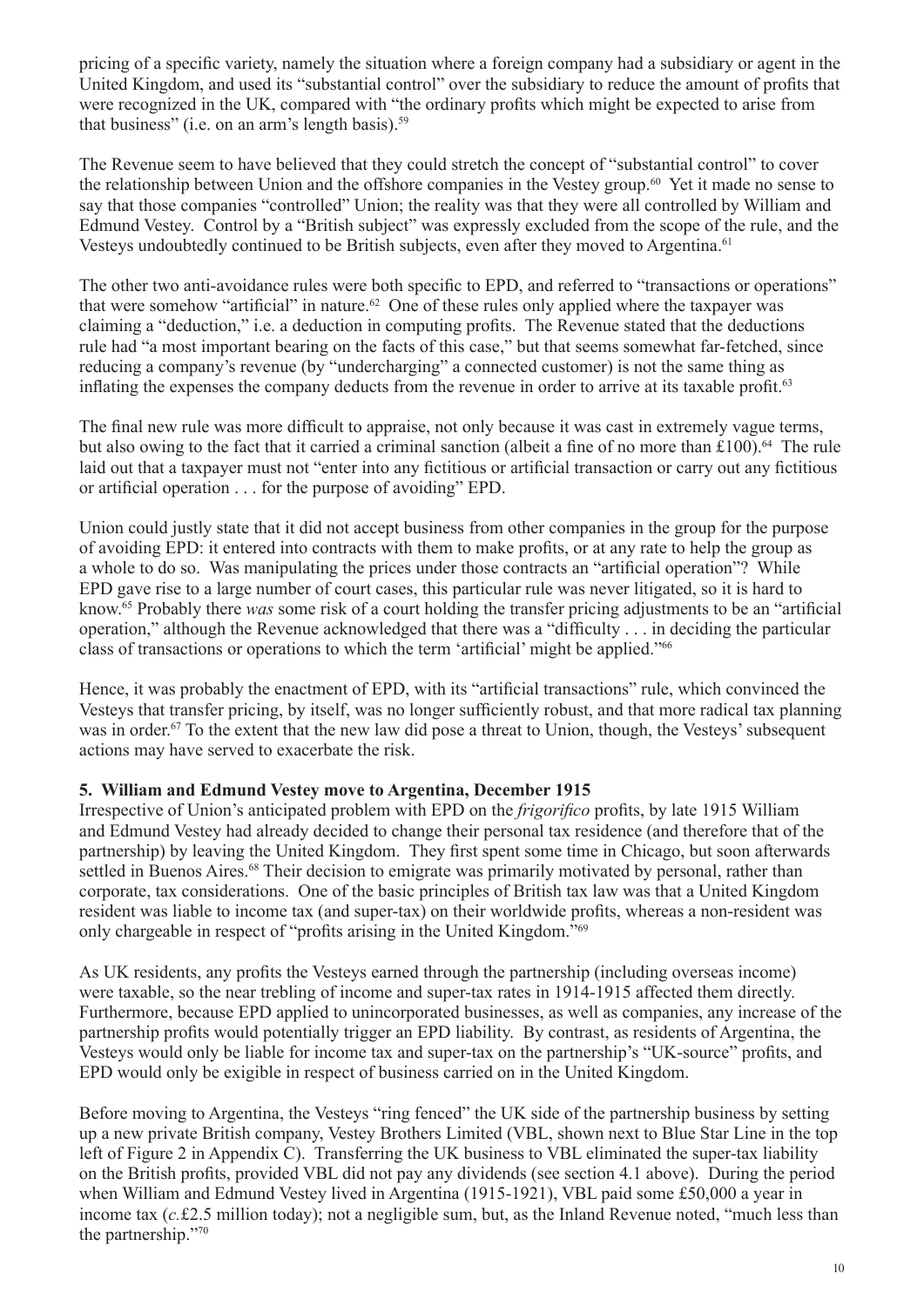pricing of a specific variety, namely the situation where a foreign company had a subsidiary or agent in the United Kingdom, and used its "substantial control" over the subsidiary to reduce the amount of profits that were recognized in the UK, compared with "the ordinary profits which might be expected to arise from that business" (i.e. on an arm's length basis).[59]

The Revenue seem to have believed that they could stretch the concept of "substantial control" to cover the relationship between Union and the offshore companies in the Vestey group.[60] Yet it made no sense to say that those companies "controlled" Union; the reality was that they were all controlled by William and Edmund Vestey. Control by a "British subject" was expressly excluded from the scope of the rule, and the Vesteys undoubtedly continued to be British subjects, even after they moved to Argentina.[61]

The other two anti-avoidance rules were both specific to EPD, and referred to "transactions or operations" that were somehow "artificial" in nature.[62] One of these rules only applied where the taxpayer was claiming a "deduction," i.e. a deduction in computing profits. The Revenue stated that the deductions rule had "a most important bearing on the facts of this case," but that seems somewhat far-fetched, since reducing a company's revenue (by "undercharging" a connected customer) is not the same thing as inflating the expenses the company deducts from the revenue in order to arrive at its taxable profit.[63]

The final new rule was more difficult to appraise, not only because it was cast in extremely vague terms, but also owing to the fact that it carried a criminal sanction (albeit a fine of no more than £100).[64] The rule laid out that a taxpayer must not "enter into any fictitious or artificial transaction or carry out any fictitious or artificial operation . . . for the purpose of avoiding" EPD.

Union could justly state that it did not accept business from other companies in the group for the purpose of avoiding EPD: it entered into contracts with them to make profits, or at any rate to help the group as a whole to do so. Was manipulating the prices under those contracts an "artificial operation"? While EPD gave rise to a large number of court cases, this particular rule was never litigated, so it is hard to know.[65] Probably there *was* some risk of a court holding the transfer pricing adjustments to be an "artificial operation," although the Revenue acknowledged that there was a "difficulty . . . in deciding the particular class of transactions or operations to which the term 'artificial' might be applied."[66]

Hence, it was probably the enactment of EPD, with its "artificial transactions" rule, which convinced the Vesteys that transfer pricing, by itself, was no longer sufficiently robust, and that more radical tax planning was in order.[67] To the extent that the new law did pose a threat to Union, though, the Vesteys' subsequent actions may have served to exacerbate the risk.

### 5. William and Edmund Vestey move to Argentina, December 1915

Irrespective of Union's anticipated problem with EPD on the *frigorífico* profits, by late 1915 William and Edmund Vestey had already decided to change their personal tax residence (and therefore that of the partnership) by leaving the United Kingdom. They first spent some time in Chicago, but soon afterwards settled in Buenos Aires.[68] Their decision to emigrate was primarily motivated by personal, rather than corporate, tax considerations. One of the basic principles of British tax law was that a United Kingdom resident was liable to income tax (and super-tax) on their worldwide profits, whereas a non-resident was only chargeable in respect of "profits arising in the United Kingdom."[69]

As UK residents, any profits the Vesteys earned through the partnership (including overseas income) were taxable, so the near trebling of income and super-tax rates in 1914-1915 affected them directly. Furthermore, because EPD applied to unincorporated businesses, as well as companies, any increase of the partnership profits would potentially trigger an EPD liability. By contrast, as residents of Argentina, the Vesteys would only be liable for income tax and super-tax on the partnership's "UK-source" profits, and EPD would only be exigible in respect of business carried on in the United Kingdom.

Before moving to Argentina, the Vesteys "ring fenced" the UK side of the partnership business by setting up a new private British company, Vestey Brothers Limited (VBL, shown next to Blue Star Line in the top left of Figure 2 in Appendix C). Transferring the UK business to VBL eliminated the super-tax liability on the British profits, provided VBL did not pay any dividends (see section 4.1 above). During the period when William and Edmund Vestey lived in Argentina (1915-1921), VBL paid some £50,000 a year in income tax (*c.*£2.5 million today); not a negligible sum, but, as the Inland Revenue noted, "much less than the partnership."[70]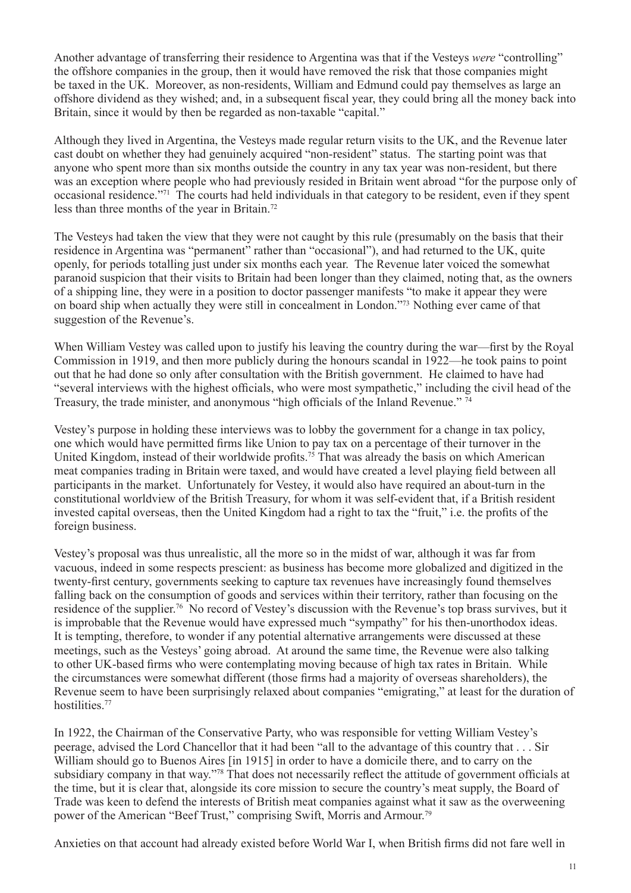Another advantage of transferring their residence to Argentina was that if the Vesteys *were* "controlling" the offshore companies in the group, then it would have removed the risk that those companies might be taxed in the UK. Moreover, as non-residents, William and Edmund could pay themselves as large an offshore dividend as they wished; and, in a subsequent fiscal year, they could bring all the money back into Britain, since it would by then be regarded as non-taxable "capital."

Although they lived in Argentina, the Vesteys made regular return visits to the UK, and the Revenue later cast doubt on whether they had genuinely acquired "non-resident" status. The starting point was that anyone who spent more than six months outside the country in any tax year was non-resident, but there was an exception where people who had previously resided in Britain went abroad "for the purpose only of occasional residence."[71] The courts had held individuals in that category to be resident, even if they spent less than three months of the year in Britain.[72]

The Vesteys had taken the view that they were not caught by this rule (presumably on the basis that their residence in Argentina was "permanent" rather than "occasional"), and had returned to the UK, quite openly, for periods totalling just under six months each year. The Revenue later voiced the somewhat paranoid suspicion that their visits to Britain had been longer than they claimed, noting that, as the owners of a shipping line, they were in a position to doctor passenger manifests "to make it appear they were on board ship when actually they were still in concealment in London."[73] Nothing ever came of that suggestion of the Revenue's.

When William Vestey was called upon to justify his leaving the country during the war—first by the Royal Commission in 1919, and then more publicly during the honours scandal in 1922—he took pains to point out that he had done so only after consultation with the British government. He claimed to have had "several interviews with the highest officials, who were most sympathetic," including the civil head of the Treasury, the trade minister, and anonymous "high officials of the Inland Revenue." [74]

Vestey's purpose in holding these interviews was to lobby the government for a change in tax policy, one which would have permitted firms like Union to pay tax on a percentage of their turnover in the United Kingdom, instead of their worldwide profits.[75] That was already the basis on which American meat companies trading in Britain were taxed, and would have created a level playing field between all participants in the market. Unfortunately for Vestey, it would also have required an about-turn in the constitutional worldview of the British Treasury, for whom it was self-evident that, if a British resident invested capital overseas, then the United Kingdom had a right to tax the "fruit," i.e. the profits of the foreign business.

Vestey's proposal was thus unrealistic, all the more so in the midst of war, although it was far from vacuous, indeed in some respects prescient: as business has become more globalized and digitized in the twenty-first century, governments seeking to capture tax revenues have increasingly found themselves falling back on the consumption of goods and services within their territory, rather than focusing on the residence of the supplier.[76] No record of Vestey's discussion with the Revenue's top brass survives, but it is improbable that the Revenue would have expressed much "sympathy" for his then-unorthodox ideas. It is tempting, therefore, to wonder if any potential alternative arrangements were discussed at these meetings, such as the Vesteys' going abroad. At around the same time, the Revenue were also talking to other UK-based firms who were contemplating moving because of high tax rates in Britain. While the circumstances were somewhat different (those firms had a majority of overseas shareholders), the Revenue seem to have been surprisingly relaxed about companies "emigrating," at least for the duration of hostilities.[77]

In 1922, the Chairman of the Conservative Party, who was responsible for vetting William Vestey's peerage, advised the Lord Chancellor that it had been "all to the advantage of this country that . . . Sir William should go to Buenos Aires [in 1915] in order to have a domicile there, and to carry on the subsidiary company in that way."[78] That does not necessarily reflect the attitude of government officials at the time, but it is clear that, alongside its core mission to secure the country's meat supply, the Board of Trade was keen to defend the interests of British meat companies against what it saw as the overweening power of the American "Beef Trust," comprising Swift, Morris and Armour.[79]

Anxieties on that account had already existed before World War I, when British firms did not fare well in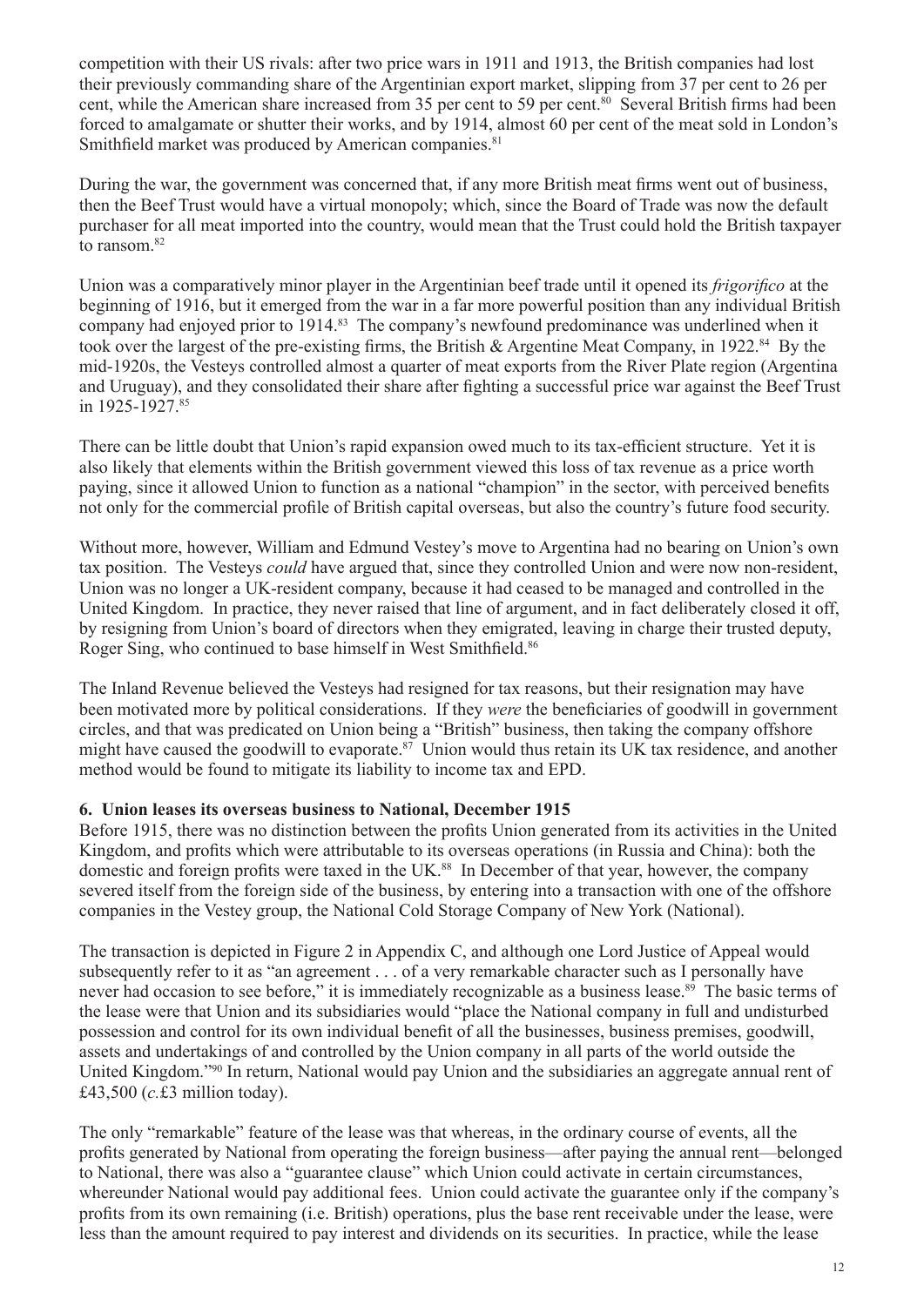competition with their US rivals: after two price wars in 1911 and 1913, the British companies had lost their previously commanding share of the Argentinian export market, slipping from 37 per cent to 26 per cent, while the American share increased from 35 per cent to 59 per cent.[80] Several British firms had been forced to amalgamate or shutter their works, and by 1914, almost 60 per cent of the meat sold in London's Smithfield market was produced by American companies.[81]

During the war, the government was concerned that, if any more British meat firms went out of business, then the Beef Trust would have a virtual monopoly; which, since the Board of Trade was now the default purchaser for all meat imported into the country, would mean that the Trust could hold the British taxpayer to ransom.[82]

Union was a comparatively minor player in the Argentinian beef trade until it opened its *frigorifico* at the beginning of 1916, but it emerged from the war in a far more powerful position than any individual British company had enjoyed prior to 1914.[83] The company's newfound predominance was underlined when it took over the largest of the pre-existing firms, the British & Argentine Meat Company, in 1922.[84] By the mid-1920s, the Vesteys controlled almost a quarter of meat exports from the River Plate region (Argentina and Uruguay), and they consolidated their share after fighting a successful price war against the Beef Trust in 1925-1927.[85]

There can be little doubt that Union's rapid expansion owed much to its tax-efficient structure. Yet it is also likely that elements within the British government viewed this loss of tax revenue as a price worth paying, since it allowed Union to function as a national "champion" in the sector, with perceived benefits not only for the commercial profile of British capital overseas, but also the country's future food security.

Without more, however, William and Edmund Vestey's move to Argentina had no bearing on Union's own tax position. The Vesteys *could* have argued that, since they controlled Union and were now non-resident, Union was no longer a UK-resident company, because it had ceased to be managed and controlled in the United Kingdom. In practice, they never raised that line of argument, and in fact deliberately closed it off, by resigning from Union's board of directors when they emigrated, leaving in charge their trusted deputy, Roger Sing, who continued to base himself in West Smithfield.[86]

The Inland Revenue believed the Vesteys had resigned for tax reasons, but their resignation may have been motivated more by political considerations. If they *were* the beneficiaries of goodwill in government circles, and that was predicated on Union being a "British" business, then taking the company offshore might have caused the goodwill to evaporate.[87] Union would thus retain its UK tax residence, and another method would be found to mitigate its liability to income tax and EPD.

### 6. Union leases its overseas business to National, December 1915

Before 1915, there was no distinction between the profits Union generated from its activities in the United Kingdom, and profits which were attributable to its overseas operations (in Russia and China): both the domestic and foreign profits were taxed in the UK.[88] In December of that year, however, the company severed itself from the foreign side of the business, by entering into a transaction with one of the offshore companies in the Vestey group, the National Cold Storage Company of New York (National).

The transaction is depicted in Figure 2 in Appendix C, and although one Lord Justice of Appeal would subsequently refer to it as "an agreement . . . of a very remarkable character such as I personally have never had occasion to see before," it is immediately recognizable as a business lease.[89] The basic terms of the lease were that Union and its subsidiaries would "place the National company in full and undisturbed possession and control for its own individual benefit of all the businesses, business premises, goodwill, assets and undertakings of and controlled by the Union company in all parts of the world outside the United Kingdom."[90] In return, National would pay Union and the subsidiaries an aggregate annual rent of £43,500 (*c.*£3 million today).

The only "remarkable" feature of the lease was that whereas, in the ordinary course of events, all the profits generated by National from operating the foreign business—after paying the annual rent—belonged to National, there was also a "guarantee clause" which Union could activate in certain circumstances, whereunder National would pay additional fees. Union could activate the guarantee only if the company's profits from its own remaining (i.e. British) operations, plus the base rent receivable under the lease, were less than the amount required to pay interest and dividends on its securities. In practice, while the lease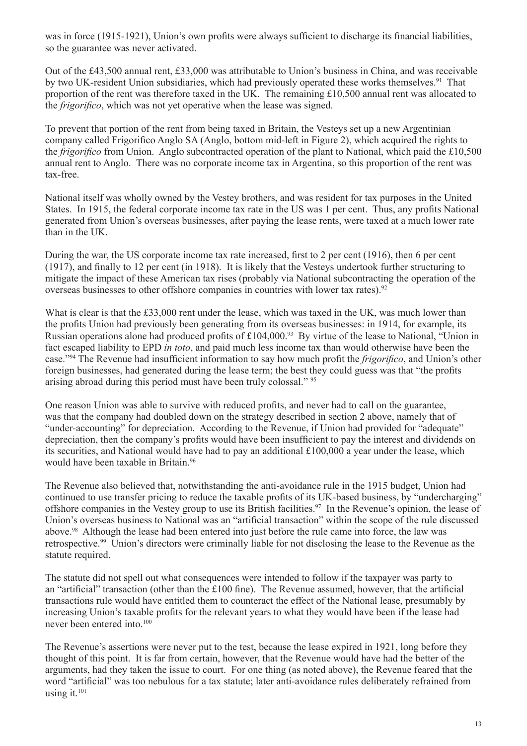was in force (1915-1921), Union's own profits were always sufficient to discharge its financial liabilities, so the guarantee was never activated.

Out of the £43,500 annual rent, £33,000 was attributable to Union's business in China, and was receivable by two UK-resident Union subsidiaries, which had previously operated these works themselves.[91] That proportion of the rent was therefore taxed in the UK. The remaining £10,500 annual rent was allocated to the *frigorifico*, which was not yet operative when the lease was signed.

To prevent that portion of the rent from being taxed in Britain, the Vesteys set up a new Argentinian company called Frigorifico Anglo SA (Anglo, bottom mid-left in Figure 2), which acquired the rights to the *frigorifico* from Union. Anglo subcontracted operation of the plant to National, which paid the £10,500 annual rent to Anglo. There was no corporate income tax in Argentina, so this proportion of the rent was tax-free.

National itself was wholly owned by the Vestey brothers, and was resident for tax purposes in the United States. In 1915, the federal corporate income tax rate in the US was 1 per cent. Thus, any profits National generated from Union's overseas businesses, after paying the lease rents, were taxed at a much lower rate than in the UK.

During the war, the US corporate income tax rate increased, first to 2 per cent (1916), then 6 per cent (1917), and finally to 12 per cent (in 1918). It is likely that the Vesteys undertook further structuring to mitigate the impact of these American tax rises (probably via National subcontracting the operation of the overseas businesses to other offshore companies in countries with lower tax rates).[92]

What is clear is that the £33,000 rent under the lease, which was taxed in the UK, was much lower than the profits Union had previously been generating from its overseas businesses: in 1914, for example, its Russian operations alone had produced profits of £104,000.[93] By virtue of the lease to National, "Union in fact escaped liability to EPD *in toto*, and paid much less income tax than would otherwise have been the case."[94] The Revenue had insufficient information to say how much profit the *frigorifico*, and Union's other foreign businesses, had generated during the lease term; the best they could guess was that "the profits arising abroad during this period must have been truly colossal." [95]

One reason Union was able to survive with reduced profits, and never had to call on the guarantee, was that the company had doubled down on the strategy described in section 2 above, namely that of "under-accounting" for depreciation. According to the Revenue, if Union had provided for "adequate" depreciation, then the company's profits would have been insufficient to pay the interest and dividends on its securities, and National would have had to pay an additional £100,000 a year under the lease, which would have been taxable in Britain.[96]

The Revenue also believed that, notwithstanding the anti-avoidance rule in the 1915 budget, Union had continued to use transfer pricing to reduce the taxable profits of its UK-based business, by "undercharging" offshore companies in the Vestey group to use its British facilities.[97] In the Revenue's opinion, the lease of Union's overseas business to National was an "artificial transaction" within the scope of the rule discussed above.[98] Although the lease had been entered into just before the rule came into force, the law was retrospective.[99] Union's directors were criminally liable for not disclosing the lease to the Revenue as the statute required.

The statute did not spell out what consequences were intended to follow if the taxpayer was party to an "artificial" transaction (other than the £100 fine). The Revenue assumed, however, that the artificial transactions rule would have entitled them to counteract the effect of the National lease, presumably by increasing Union's taxable profits for the relevant years to what they would have been if the lease had never been entered into.[100]

The Revenue's assertions were never put to the test, because the lease expired in 1921, long before they thought of this point. It is far from certain, however, that the Revenue would have had the better of the arguments, had they taken the issue to court. For one thing (as noted above), the Revenue feared that the word "artificial" was too nebulous for a tax statute; later anti-avoidance rules deliberately refrained from using it.[101]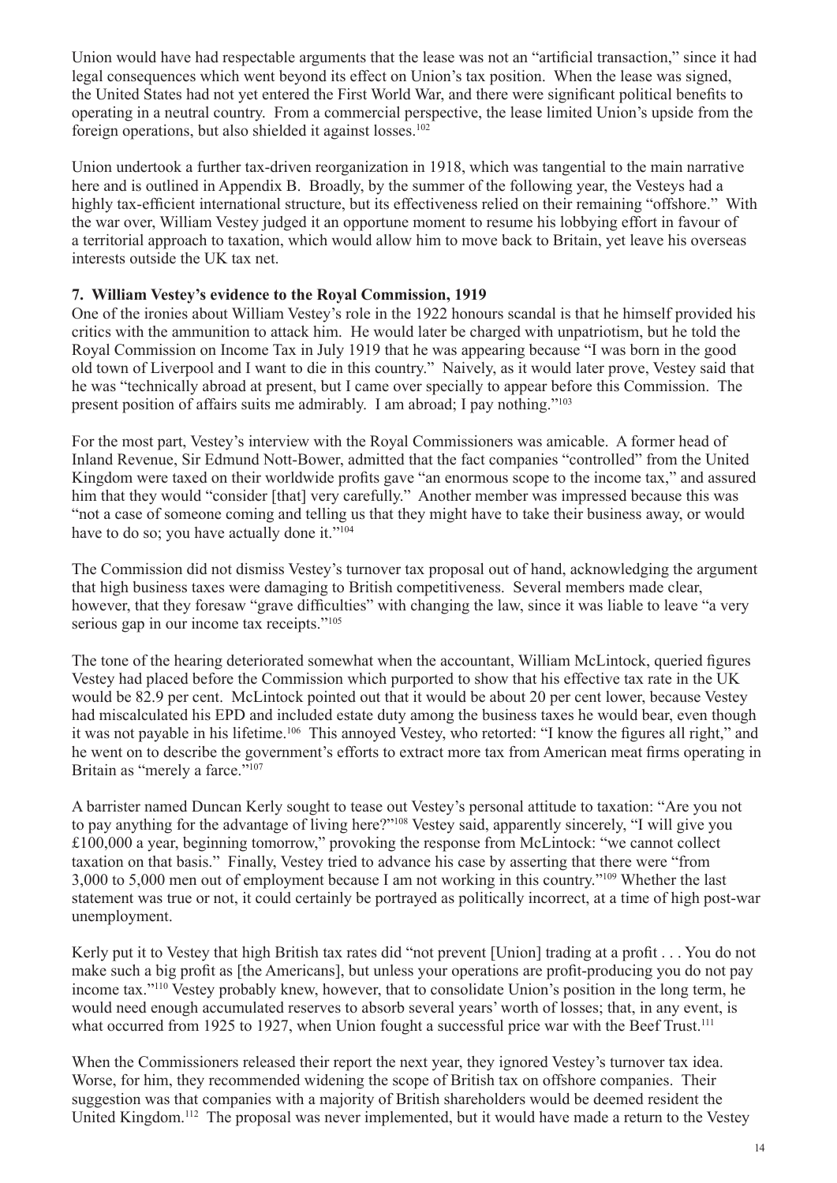Union would have had respectable arguments that the lease was not an "artificial transaction," since it had legal consequences which went beyond its effect on Union's tax position. When the lease was signed, the United States had not yet entered the First World War, and there were significant political benefits to operating in a neutral country. From a commercial perspective, the lease limited Union's upside from the foreign operations, but also shielded it against losses.[102]

Union undertook a further tax-driven reorganization in 1918, which was tangential to the main narrative here and is outlined in Appendix B. Broadly, by the summer of the following year, the Vesteys had a highly tax-efficient international structure, but its effectiveness relied on their remaining "offshore." With the war over, William Vestey judged it an opportune moment to resume his lobbying effort in favour of a territorial approach to taxation, which would allow him to move back to Britain, yet leave his overseas interests outside the UK tax net.

**7. William Vestey's evidence to the Royal Commission, 1919**

One of the ironies about William Vestey's role in the 1922 honours scandal is that he himself provided his critics with the ammunition to attack him. He would later be charged with unpatriotism, but he told the Royal Commission on Income Tax in July 1919 that he was appearing because "I was born in the good old town of Liverpool and I want to die in this country." Naively, as it would later prove, Vestey said that he was "technically abroad at present, but I came over specially to appear before this Commission. The present position of affairs suits me admirably. I am abroad; I pay nothing."[103]

For the most part, Vestey's interview with the Royal Commissioners was amicable. A former head of Inland Revenue, Sir Edmund Nott-Bower, admitted that the fact companies "controlled" from the United Kingdom were taxed on their worldwide profits gave "an enormous scope to the income tax," and assured him that they would "consider [that] very carefully." Another member was impressed because this was "not a case of someone coming and telling us that they might have to take their business away, or would have to do so; you have actually done it."[104]

The Commission did not dismiss Vestey's turnover tax proposal out of hand, acknowledging the argument that high business taxes were damaging to British competitiveness. Several members made clear, however, that they foresaw "grave difficulties" with changing the law, since it was liable to leave "a very serious gap in our income tax receipts."[105]

The tone of the hearing deteriorated somewhat when the accountant, William McLintock, queried figures Vestey had placed before the Commission which purported to show that his effective tax rate in the UK would be 82.9 per cent. McLintock pointed out that it would be about 20 per cent lower, because Vestey had miscalculated his EPD and included estate duty among the business taxes he would bear, even though it was not payable in his lifetime.[106] This annoyed Vestey, who retorted: "I know the figures all right," and he went on to describe the government's efforts to extract more tax from American meat firms operating in Britain as "merely a farce."[107]

A barrister named Duncan Kerly sought to tease out Vestey's personal attitude to taxation: "Are you not to pay anything for the advantage of living here?"[108] Vestey said, apparently sincerely, "I will give you £100,000 a year, beginning tomorrow," provoking the response from McLintock: "we cannot collect taxation on that basis." Finally, Vestey tried to advance his case by asserting that there were "from 3,000 to 5,000 men out of employment because I am not working in this country."[109] Whether the last statement was true or not, it could certainly be portrayed as politically incorrect, at a time of high post-war unemployment.

Kerly put it to Vestey that high British tax rates did "not prevent [Union] trading at a profit . . . You do not make such a big profit as [the Americans], but unless your operations are profit-producing you do not pay income tax."[110] Vestey probably knew, however, that to consolidate Union's position in the long term, he would need enough accumulated reserves to absorb several years' worth of losses; that, in any event, is what occurred from 1925 to 1927, when Union fought a successful price war with the Beef Trust.[111]

When the Commissioners released their report the next year, they ignored Vestey's turnover tax idea. Worse, for him, they recommended widening the scope of British tax on offshore companies. Their suggestion was that companies with a majority of British shareholders would be deemed resident the United Kingdom.[112] The proposal was never implemented, but it would have made a return to the Vestey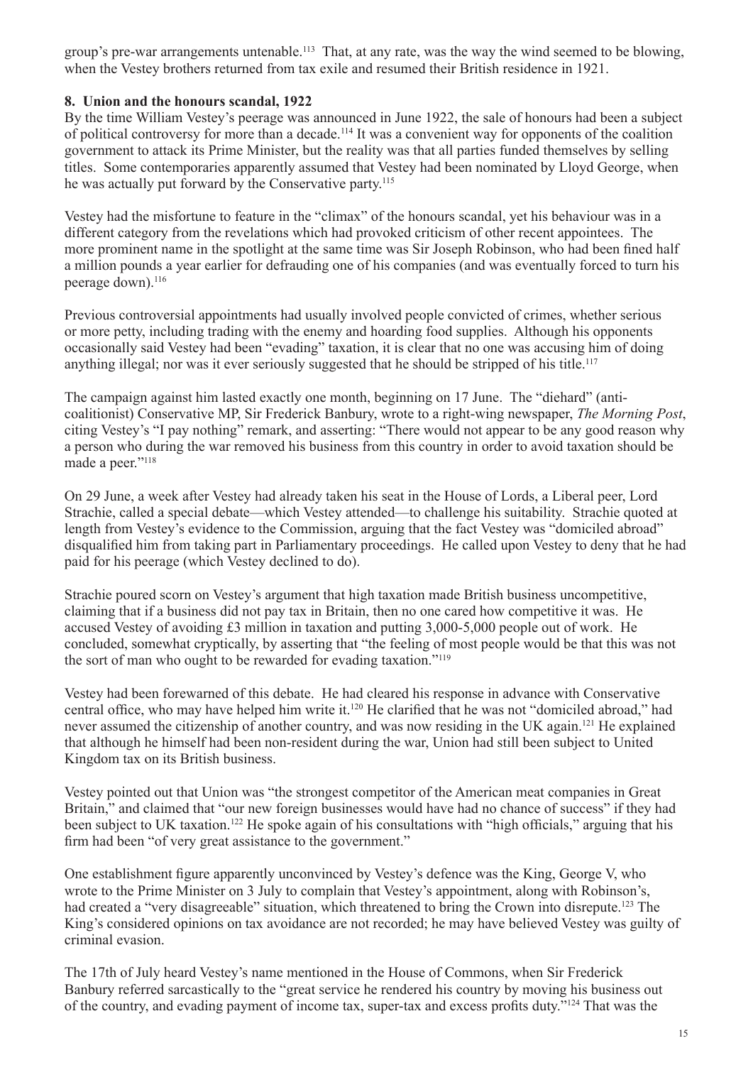group's pre-war arrangements untenable.[113] That, at any rate, was the way the wind seemed to be blowing, when the Vestey brothers returned from tax exile and resumed their British residence in 1921.

### 8. Union and the honours scandal, 1922

By the time William Vestey's peerage was announced in June 1922, the sale of honours had been a subject of political controversy for more than a decade.[114] It was a convenient way for opponents of the coalition government to attack its Prime Minister, but the reality was that all parties funded themselves by selling titles. Some contemporaries apparently assumed that Vestey had been nominated by Lloyd George, when he was actually put forward by the Conservative party.[115]

Vestey had the misfortune to feature in the "climax" of the honours scandal, yet his behaviour was in a different category from the revelations which had provoked criticism of other recent appointees. The more prominent name in the spotlight at the same time was Sir Joseph Robinson, who had been fined half a million pounds a year earlier for defrauding one of his companies (and was eventually forced to turn his peerage down).[116]

Previous controversial appointments had usually involved people convicted of crimes, whether serious or more petty, including trading with the enemy and hoarding food supplies. Although his opponents occasionally said Vestey had been "evading" taxation, it is clear that no one was accusing him of doing anything illegal; nor was it ever seriously suggested that he should be stripped of his title.[117]

The campaign against him lasted exactly one month, beginning on 17 June. The "diehard" (anti-coalitionist) Conservative MP, Sir Frederick Banbury, wrote to a right-wing newspaper, *The Morning Post*, citing Vestey's "I pay nothing" remark, and asserting: "There would not appear to be any good reason why a person who during the war removed his business from this country in order to avoid taxation should be made a peer."[118]

On 29 June, a week after Vestey had already taken his seat in the House of Lords, a Liberal peer, Lord Strachie, called a special debate—which Vestey attended—to challenge his suitability. Strachie quoted at length from Vestey's evidence to the Commission, arguing that the fact Vestey was "domiciled abroad" disqualified him from taking part in Parliamentary proceedings. He called upon Vestey to deny that he had paid for his peerage (which Vestey declined to do).

Strachie poured scorn on Vestey's argument that high taxation made British business uncompetitive, claiming that if a business did not pay tax in Britain, then no one cared how competitive it was. He accused Vestey of avoiding £3 million in taxation and putting 3,000-5,000 people out of work. He concluded, somewhat cryptically, by asserting that "the feeling of most people would be that this was not the sort of man who ought to be rewarded for evading taxation."[119]

Vestey had been forewarned of this debate. He had cleared his response in advance with Conservative central office, who may have helped him write it.[120] He clarified that he was not "domiciled abroad," had never assumed the citizenship of another country, and was now residing in the UK again.[121] He explained that although he himself had been non-resident during the war, Union had still been subject to United Kingdom tax on its British business.

Vestey pointed out that Union was "the strongest competitor of the American meat companies in Great Britain," and claimed that "our new foreign businesses would have had no chance of success" if they had been subject to UK taxation.[122] He spoke again of his consultations with "high officials," arguing that his firm had been "of very great assistance to the government."

One establishment figure apparently unconvinced by Vestey's defence was the King, George V, who wrote to the Prime Minister on 3 July to complain that Vestey's appointment, along with Robinson's, had created a "very disagreeable" situation, which threatened to bring the Crown into disrepute.[123] The King's considered opinions on tax avoidance are not recorded; he may have believed Vestey was guilty of criminal evasion.

The 17th of July heard Vestey's name mentioned in the House of Commons, when Sir Frederick Banbury referred sarcastically to the "great service he rendered his country by moving his business out of the country, and evading payment of income tax, super-tax and excess profits duty."[124] That was the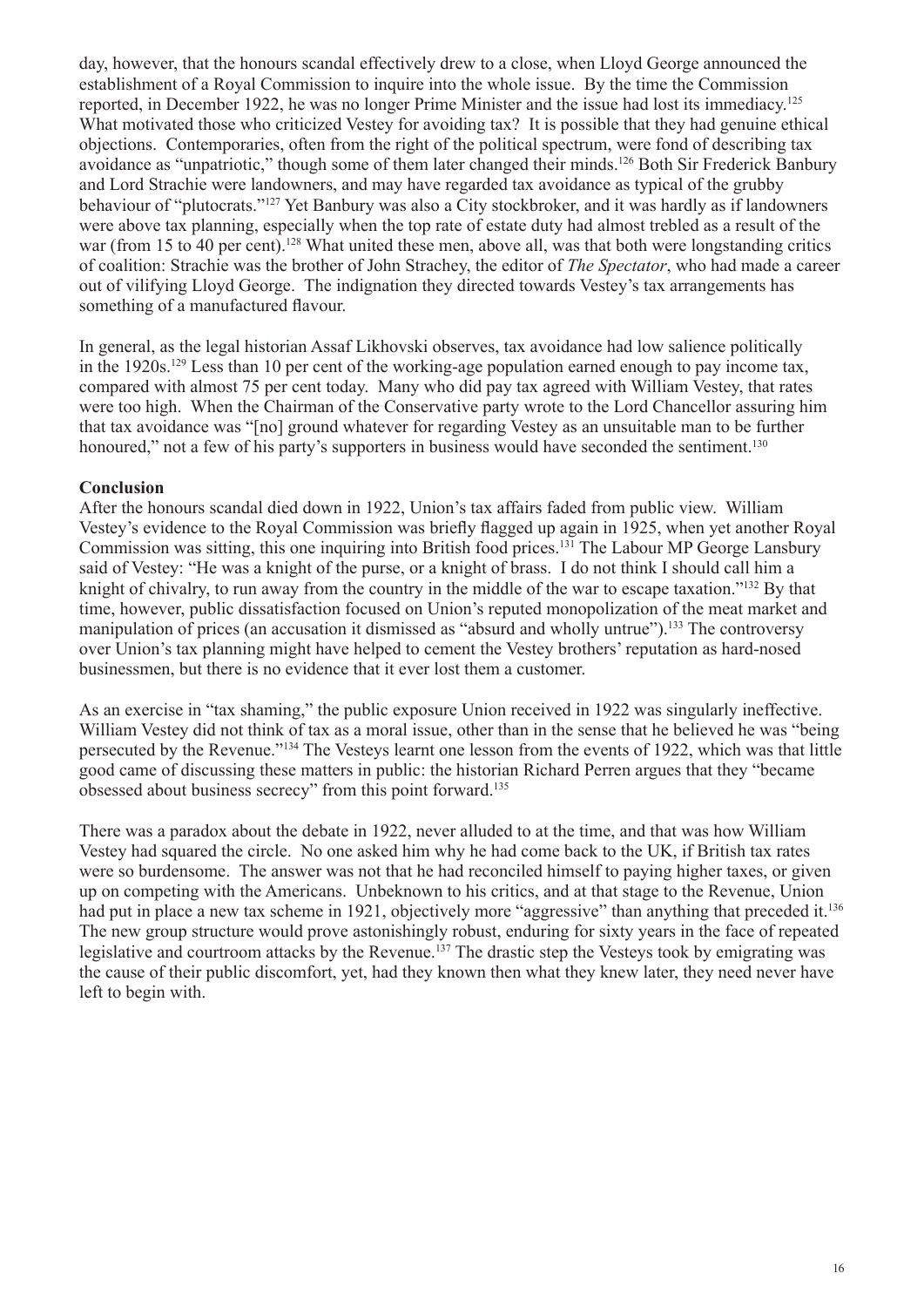day, however, that the honours scandal effectively drew to a close, when Lloyd George announced the establishment of a Royal Commission to inquire into the whole issue. By the time the Commission reported, in December 1922, he was no longer Prime Minister and the issue had lost its immediacy.[125] What motivated those who criticized Vestey for avoiding tax? It is possible that they had genuine ethical objections. Contemporaries, often from the right of the political spectrum, were fond of describing tax avoidance as "unpatriotic," though some of them later changed their minds.[126] Both Sir Frederick Banbury and Lord Strachie were landowners, and may have regarded tax avoidance as typical of the grubby behaviour of "plutocrats."[127] Yet Banbury was also a City stockbroker, and it was hardly as if landowners were above tax planning, especially when the top rate of estate duty had almost trebled as a result of the war (from 15 to 40 per cent).[128] What united these men, above all, was that both were longstanding critics of coalition: Strachie was the brother of John Strachey, the editor of *The Spectator*, who had made a career out of vilifying Lloyd George. The indignation they directed towards Vestey's tax arrangements has something of a manufactured flavour.

In general, as the legal historian Assaf Likhovski observes, tax avoidance had low salience politically in the 1920s.[129] Less than 10 per cent of the working-age population earned enough to pay income tax, compared with almost 75 per cent today. Many who did pay tax agreed with William Vestey, that rates were too high. When the Chairman of the Conservative party wrote to the Lord Chancellor assuring him that tax avoidance was "[no] ground whatever for regarding Vestey as an unsuitable man to be further honoured," not a few of his party's supporters in business would have seconded the sentiment.[130]

**Conclusion**

After the honours scandal died down in 1922, Union's tax affairs faded from public view. William Vestey's evidence to the Royal Commission was briefly flagged up again in 1925, when yet another Royal Commission was sitting, this one inquiring into British food prices.[131] The Labour MP George Lansbury said of Vestey: "He was a knight of the purse, or a knight of brass. I do not think I should call him a knight of chivalry, to run away from the country in the middle of the war to escape taxation."[132] By that time, however, public dissatisfaction focused on Union's reputed monopolization of the meat market and manipulation of prices (an accusation it dismissed as "absurd and wholly untrue").[133] The controversy over Union's tax planning might have helped to cement the Vestey brothers' reputation as hard-nosed businessmen, but there is no evidence that it ever lost them a customer.

As an exercise in "tax shaming," the public exposure Union received in 1922 was singularly ineffective. William Vestey did not think of tax as a moral issue, other than in the sense that he believed he was "being persecuted by the Revenue."[134] The Vesteys learnt one lesson from the events of 1922, which was that little good came of discussing these matters in public: the historian Richard Perren argues that they "became obsessed about business secrecy" from this point forward.[135]

There was a paradox about the debate in 1922, never alluded to at the time, and that was how William Vestey had squared the circle. No one asked him why he had come back to the UK, if British tax rates were so burdensome. The answer was not that he had reconciled himself to paying higher taxes, or given up on competing with the Americans. Unbeknown to his critics, and at that stage to the Revenue, Union had put in place a new tax scheme in 1921, objectively more "aggressive" than anything that preceded it.[136] The new group structure would prove astonishingly robust, enduring for sixty years in the face of repeated legislative and courtroom attacks by the Revenue.[137] The drastic step the Vesteys took by emigrating was the cause of their public discomfort, yet, had they known then what they knew later, they need never have left to begin with.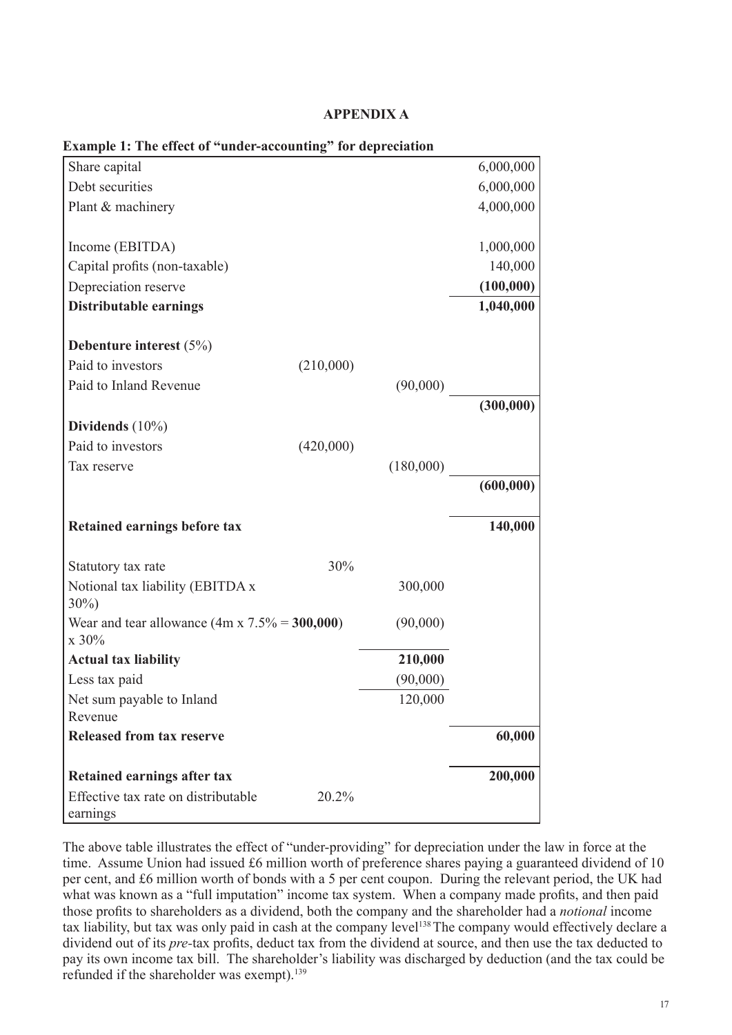**APPENDIX A**

**Example 1: The effect of "under-accounting" for depreciation**

| | | | |
|---|---|---|---|
| Share capital | | | 6,000,000 |
| Debt securities | | | 6,000,000 |
| Plant & machinery | | | 4,000,000 |
| | | | |
| Income (EBITDA) | | | 1,000,000 |
| Capital profits (non-taxable) | | | 140,000 |
| Depreciation reserve | | | **(100,000)** |
| **Distributable earnings** | | | **1,040,000** |
| | | | |
| **Debenture interest** (5%) | | | |
| Paid to investors | (210,000) | | |
| Paid to Inland Revenue | | (90,000) | |
| | | | **(300,000)** |
| **Dividends** (10%) | | | |
| Paid to investors | (420,000) | | |
| Tax reserve | | (180,000) | |
| | | | **(600,000)** |
| | | | |
| **Retained earnings before tax** | | | **140,000** |
| | | | |
| Statutory tax rate | 30% | | |
| Notional tax liability (EBITDA x 30%) | | 300,000 | |
| Wear and tear allowance (4m x 7.5% = **300,000**) x 30% | | (90,000) | |
| **Actual tax liability** | | **210,000** | |
| Less tax paid | | (90,000) | |
| Net sum payable to Inland Revenue | | 120,000 | |
| **Released from tax reserve** | | | **60,000** |
| | | | |
| **Retained earnings after tax** | | | **200,000** |
| Effective tax rate on distributable earnings | 20.2% | | |

The above table illustrates the effect of "under-providing" for depreciation under the law in force at the time. Assume Union had issued £6 million worth of preference shares paying a guaranteed dividend of 10 per cent, and £6 million worth of bonds with a 5 per cent coupon. During the relevant period, the UK had what was known as a "full imputation" income tax system. When a company made profits, and then paid those profits to shareholders as a dividend, both the company and the shareholder had a *notional* income tax liability, but tax was only paid in cash at the company level[138] The company would effectively declare a dividend out of its *pre*-tax profits, deduct tax from the dividend at source, and then use the tax deducted to pay its own income tax bill. The shareholder's liability was discharged by deduction (and the tax could be refunded if the shareholder was exempt).[139]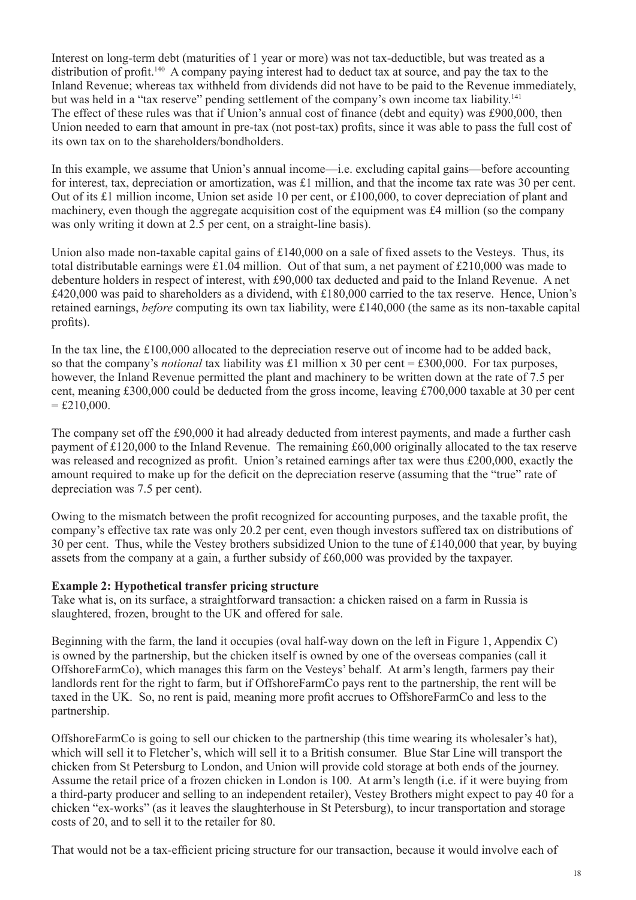Interest on long-term debt (maturities of 1 year or more) was not tax-deductible, but was treated as a distribution of profit.[140] A company paying interest had to deduct tax at source, and pay the tax to the Inland Revenue; whereas tax withheld from dividends did not have to be paid to the Revenue immediately, but was held in a "tax reserve" pending settlement of the company's own income tax liability.[141] The effect of these rules was that if Union's annual cost of finance (debt and equity) was £900,000, then Union needed to earn that amount in pre-tax (not post-tax) profits, since it was able to pass the full cost of its own tax on to the shareholders/bondholders.

In this example, we assume that Union's annual income—i.e. excluding capital gains—before accounting for interest, tax, depreciation or amortization, was £1 million, and that the income tax rate was 30 per cent. Out of its £1 million income, Union set aside 10 per cent, or £100,000, to cover depreciation of plant and machinery, even though the aggregate acquisition cost of the equipment was £4 million (so the company was only writing it down at 2.5 per cent, on a straight-line basis).

Union also made non-taxable capital gains of £140,000 on a sale of fixed assets to the Vesteys. Thus, its total distributable earnings were £1.04 million. Out of that sum, a net payment of £210,000 was made to debenture holders in respect of interest, with £90,000 tax deducted and paid to the Inland Revenue. A net £420,000 was paid to shareholders as a dividend, with £180,000 carried to the tax reserve. Hence, Union's retained earnings, *before* computing its own tax liability, were £140,000 (the same as its non-taxable capital profits).

In the tax line, the £100,000 allocated to the depreciation reserve out of income had to be added back, so that the company's *notional* tax liability was £1 million x 30 per cent = £300,000. For tax purposes, however, the Inland Revenue permitted the plant and machinery to be written down at the rate of 7.5 per cent, meaning £300,000 could be deducted from the gross income, leaving £700,000 taxable at 30 per cent = £210,000.

The company set off the £90,000 it had already deducted from interest payments, and made a further cash payment of £120,000 to the Inland Revenue. The remaining £60,000 originally allocated to the tax reserve was released and recognized as profit. Union's retained earnings after tax were thus £200,000, exactly the amount required to make up for the deficit on the depreciation reserve (assuming that the "true" rate of depreciation was 7.5 per cent).

Owing to the mismatch between the profit recognized for accounting purposes, and the taxable profit, the company's effective tax rate was only 20.2 per cent, even though investors suffered tax on distributions of 30 per cent. Thus, while the Vestey brothers subsidized Union to the tune of £140,000 that year, by buying assets from the company at a gain, a further subsidy of £60,000 was provided by the taxpayer.

**Example 2: Hypothetical transfer pricing structure**

Take what is, on its surface, a straightforward transaction: a chicken raised on a farm in Russia is slaughtered, frozen, brought to the UK and offered for sale.

Beginning with the farm, the land it occupies (oval half-way down on the left in Figure 1, Appendix C) is owned by the partnership, but the chicken itself is owned by one of the overseas companies (call it OffshoreFarmCo), which manages this farm on the Vesteys' behalf. At arm's length, farmers pay their landlords rent for the right to farm, but if OffshoreFarmCo pays rent to the partnership, the rent will be taxed in the UK. So, no rent is paid, meaning more profit accrues to OffshoreFarmCo and less to the partnership.

OffshoreFarmCo is going to sell our chicken to the partnership (this time wearing its wholesaler's hat), which will sell it to Fletcher's, which will sell it to a British consumer. Blue Star Line will transport the chicken from St Petersburg to London, and Union will provide cold storage at both ends of the journey. Assume the retail price of a frozen chicken in London is 100. At arm's length (i.e. if it were buying from a third-party producer and selling to an independent retailer), Vestey Brothers might expect to pay 40 for a chicken "ex-works" (as it leaves the slaughterhouse in St Petersburg), to incur transportation and storage costs of 20, and to sell it to the retailer for 80.

That would not be a tax-efficient pricing structure for our transaction, because it would involve each of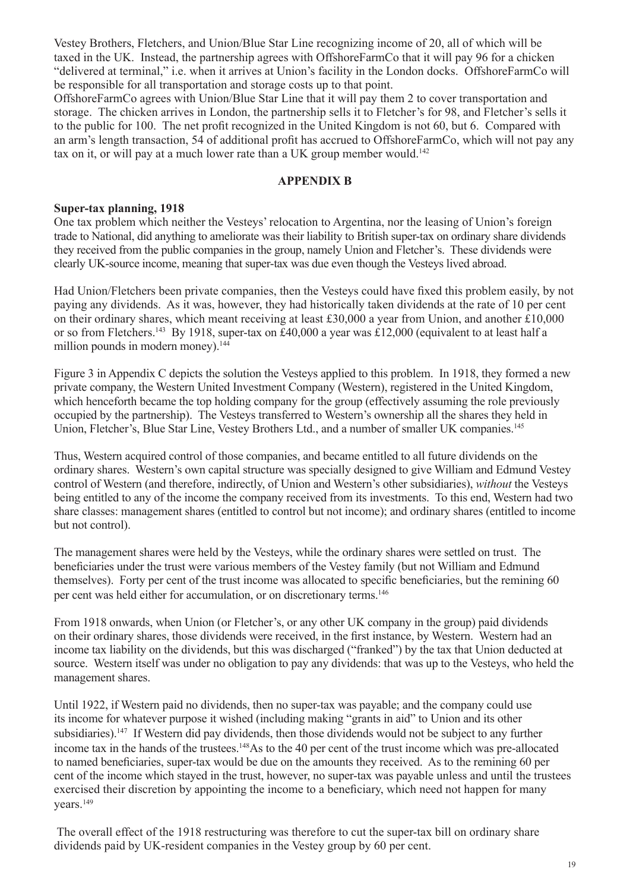Vestey Brothers, Fletchers, and Union/Blue Star Line recognizing income of 20, all of which will be taxed in the UK. Instead, the partnership agrees with OffshoreFarmCo that it will pay 96 for a chicken "delivered at terminal," i.e. when it arrives at Union's facility in the London docks. OffshoreFarmCo will be responsible for all transportation and storage costs up to that point.

OffshoreFarmCo agrees with Union/Blue Star Line that it will pay them 2 to cover transportation and storage. The chicken arrives in London, the partnership sells it to Fletcher's for 98, and Fletcher's sells it to the public for 100. The net profit recognized in the United Kingdom is not 60, but 6. Compared with an arm's length transaction, 54 of additional profit has accrued to OffshoreFarmCo, which will not pay any tax on it, or will pay at a much lower rate than a UK group member would.[142]

## APPENDIX B

### Super-tax planning, 1918

One tax problem which neither the Vesteys' relocation to Argentina, nor the leasing of Union's foreign trade to National, did anything to ameliorate was their liability to British super-tax on ordinary share dividends they received from the public companies in the group, namely Union and Fletcher's. These dividends were clearly UK-source income, meaning that super-tax was due even though the Vesteys lived abroad.

Had Union/Fletchers been private companies, then the Vesteys could have fixed this problem easily, by not paying any dividends. As it was, however, they had historically taken dividends at the rate of 10 per cent on their ordinary shares, which meant receiving at least £30,000 a year from Union, and another £10,000 or so from Fletchers.[143] By 1918, super-tax on £40,000 a year was £12,000 (equivalent to at least half a million pounds in modern money).[144]

Figure 3 in Appendix C depicts the solution the Vesteys applied to this problem. In 1918, they formed a new private company, the Western United Investment Company (Western), registered in the United Kingdom, which henceforth became the top holding company for the group (effectively assuming the role previously occupied by the partnership). The Vesteys transferred to Western's ownership all the shares they held in Union, Fletcher's, Blue Star Line, Vestey Brothers Ltd., and a number of smaller UK companies.[145]

Thus, Western acquired control of those companies, and became entitled to all future dividends on the ordinary shares. Western's own capital structure was specially designed to give William and Edmund Vestey control of Western (and therefore, indirectly, of Union and Western's other subsidiaries), *without* the Vesteys being entitled to any of the income the company received from its investments. To this end, Western had two share classes: management shares (entitled to control but not income); and ordinary shares (entitled to income but not control).

The management shares were held by the Vesteys, while the ordinary shares were settled on trust. The beneficiaries under the trust were various members of the Vestey family (but not William and Edmund themselves). Forty per cent of the trust income was allocated to specific beneficiaries, but the remining 60 per cent was held either for accumulation, or on discretionary terms.[146]

From 1918 onwards, when Union (or Fletcher's, or any other UK company in the group) paid dividends on their ordinary shares, those dividends were received, in the first instance, by Western. Western had an income tax liability on the dividends, but this was discharged ("franked") by the tax that Union deducted at source. Western itself was under no obligation to pay any dividends: that was up to the Vesteys, who held the management shares.

Until 1922, if Western paid no dividends, then no super-tax was payable; and the company could use its income for whatever purpose it wished (including making "grants in aid" to Union and its other subsidiaries).[147] If Western did pay dividends, then those dividends would not be subject to any further income tax in the hands of the trustees.[148] As to the 40 per cent of the trust income which was pre-allocated to named beneficiaries, super-tax would be due on the amounts they received. As to the remining 60 per cent of the income which stayed in the trust, however, no super-tax was payable unless and until the trustees exercised their discretion by appointing the income to a beneficiary, which need not happen for many years.[149]

The overall effect of the 1918 restructuring was therefore to cut the super-tax bill on ordinary share dividends paid by UK-resident companies in the Vestey group by 60 per cent.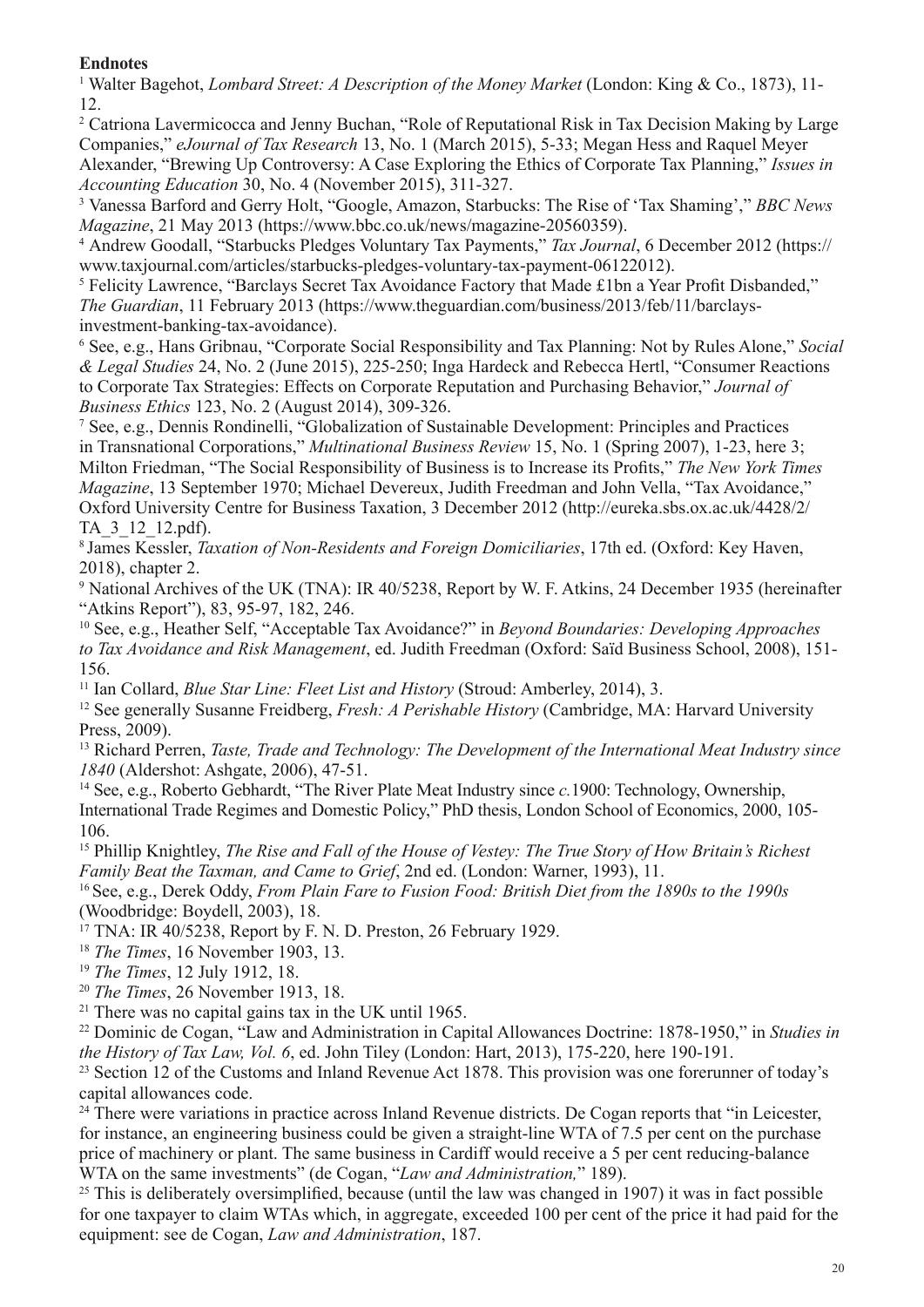**Endnotes**

[1] Walter Bagehot, *Lombard Street: A Description of the Money Market* (London: King & Co., 1873), 11-12.

[2] Catriona Lavermicocca and Jenny Buchan, "Role of Reputational Risk in Tax Decision Making by Large Companies," *eJournal of Tax Research* 13, No. 1 (March 2015), 5-33; Megan Hess and Raquel Meyer Alexander, "Brewing Up Controversy: A Case Exploring the Ethics of Corporate Tax Planning," *Issues in Accounting Education* 30, No. 4 (November 2015), 311-327.

[3] Vanessa Barford and Gerry Holt, "Google, Amazon, Starbucks: The Rise of 'Tax Shaming'," *BBC News Magazine*, 21 May 2013 (https://www.bbc.co.uk/news/magazine-20560359).

[4] Andrew Goodall, "Starbucks Pledges Voluntary Tax Payments," *Tax Journal*, 6 December 2012 (https://www.taxjournal.com/articles/starbucks-pledges-voluntary-tax-payment-06122012).

[5] Felicity Lawrence, "Barclays Secret Tax Avoidance Factory that Made £1bn a Year Profit Disbanded," *The Guardian*, 11 February 2013 (https://www.theguardian.com/business/2013/feb/11/barclays-investment-banking-tax-avoidance).

[6] See, e.g., Hans Gribnau, "Corporate Social Responsibility and Tax Planning: Not by Rules Alone," *Social & Legal Studies* 24, No. 2 (June 2015), 225-250; Inga Hardeck and Rebecca Hertl, "Consumer Reactions to Corporate Tax Strategies: Effects on Corporate Reputation and Purchasing Behavior," *Journal of Business Ethics* 123, No. 2 (August 2014), 309-326.

[7] See, e.g., Dennis Rondinelli, "Globalization of Sustainable Development: Principles and Practices in Transnational Corporations," *Multinational Business Review* 15, No. 1 (Spring 2007), 1-23, here 3; Milton Friedman, "The Social Responsibility of Business is to Increase its Profits," *The New York Times Magazine*, 13 September 1970; Michael Devereux, Judith Freedman and John Vella, "Tax Avoidance," Oxford University Centre for Business Taxation, 3 December 2012 (http://eureka.sbs.ox.ac.uk/4428/2/TA_3_12_12.pdf).

[8] James Kessler, *Taxation of Non-Residents and Foreign Domiciliaries*, 17th ed. (Oxford: Key Haven, 2018), chapter 2.

[9] National Archives of the UK (TNA): IR 40/5238, Report by W. F. Atkins, 24 December 1935 (hereinafter "Atkins Report"), 83, 95-97, 182, 246.

[10] See, e.g., Heather Self, "Acceptable Tax Avoidance?" in *Beyond Boundaries: Developing Approaches to Tax Avoidance and Risk Management*, ed. Judith Freedman (Oxford: Saïd Business School, 2008), 151-156.

[11] Ian Collard, *Blue Star Line: Fleet List and History* (Stroud: Amberley, 2014), 3.

[12] See generally Susanne Freidberg, *Fresh: A Perishable History* (Cambridge, MA: Harvard University Press, 2009).

[13] Richard Perren, *Taste, Trade and Technology: The Development of the International Meat Industry since 1840* (Aldershot: Ashgate, 2006), 47-51.

[14] See, e.g., Roberto Gebhardt, "The River Plate Meat Industry since *c.*1900: Technology, Ownership, International Trade Regimes and Domestic Policy," PhD thesis, London School of Economics, 2000, 105-106.

[15] Phillip Knightley, *The Rise and Fall of the House of Vestey: The True Story of How Britain's Richest Family Beat the Taxman, and Came to Grief*, 2nd ed. (London: Warner, 1993), 11.

[16] See, e.g., Derek Oddy, *From Plain Fare to Fusion Food: British Diet from the 1890s to the 1990s* (Woodbridge: Boydell, 2003), 18.

[17] TNA: IR 40/5238, Report by F. N. D. Preston, 26 February 1929.

[18] *The Times*, 16 November 1903, 13.

[19] *The Times*, 12 July 1912, 18.

[20] *The Times*, 26 November 1913, 18.

[21] There was no capital gains tax in the UK until 1965.

[22] Dominic de Cogan, "Law and Administration in Capital Allowances Doctrine: 1878-1950," in *Studies in the History of Tax Law, Vol. 6*, ed. John Tiley (London: Hart, 2013), 175-220, here 190-191.

[23] Section 12 of the Customs and Inland Revenue Act 1878. This provision was one forerunner of today's capital allowances code.

[24] There were variations in practice across Inland Revenue districts. De Cogan reports that "in Leicester, for instance, an engineering business could be given a straight-line WTA of 7.5 per cent on the purchase price of machinery or plant. The same business in Cardiff would receive a 5 per cent reducing-balance WTA on the same investments" (de Cogan, "*Law and Administration,*" 189).

[25] This is deliberately oversimplified, because (until the law was changed in 1907) it was in fact possible for one taxpayer to claim WTAs which, in aggregate, exceeded 100 per cent of the price it had paid for the equipment: see de Cogan, *Law and Administration*, 187.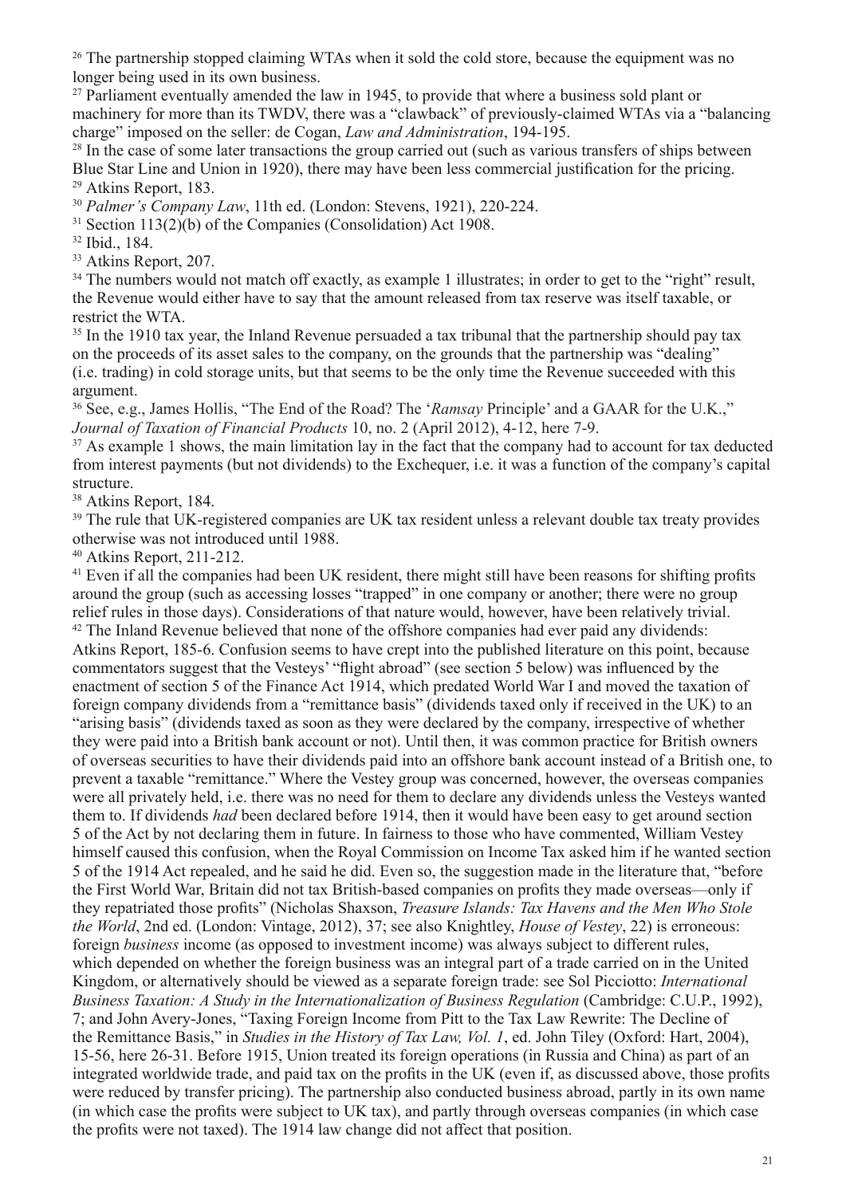[26] The partnership stopped claiming WTAs when it sold the cold store, because the equipment was no longer being used in its own business.

[27] Parliament eventually amended the law in 1945, to provide that where a business sold plant or machinery for more than its TWDV, there was a "clawback" of previously-claimed WTAs via a "balancing charge" imposed on the seller: de Cogan, *Law and Administration*, 194-195.

[28] In the case of some later transactions the group carried out (such as various transfers of ships between Blue Star Line and Union in 1920), there may have been less commercial justification for the pricing.

[29] Atkins Report, 183.

[30] *Palmer's Company Law*, 11th ed. (London: Stevens, 1921), 220-224.

[31] Section 113(2)(b) of the Companies (Consolidation) Act 1908.

[32] Ibid., 184.

[33] Atkins Report, 207.

[34] The numbers would not match off exactly, as example 1 illustrates; in order to get to the "right" result, the Revenue would either have to say that the amount released from tax reserve was itself taxable, or restrict the WTA.

[35] In the 1910 tax year, the Inland Revenue persuaded a tax tribunal that the partnership should pay tax on the proceeds of its asset sales to the company, on the grounds that the partnership was "dealing" (i.e. trading) in cold storage units, but that seems to be the only time the Revenue succeeded with this argument.

[36] See, e.g., James Hollis, "The End of the Road? The '*Ramsay* Principle' and a GAAR for the U.K.," *Journal of Taxation of Financial Products* 10, no. 2 (April 2012), 4-12, here 7-9.

[37] As example 1 shows, the main limitation lay in the fact that the company had to account for tax deducted from interest payments (but not dividends) to the Exchequer, i.e. it was a function of the company's capital structure.

[38] Atkins Report, 184.

[39] The rule that UK-registered companies are UK tax resident unless a relevant double tax treaty provides otherwise was not introduced until 1988.

[40] Atkins Report, 211-212.

[41] Even if all the companies had been UK resident, there might still have been reasons for shifting profits around the group (such as accessing losses "trapped" in one company or another; there were no group relief rules in those days). Considerations of that nature would, however, have been relatively trivial.

[42] The Inland Revenue believed that none of the offshore companies had ever paid any dividends: Atkins Report, 185-6. Confusion seems to have crept into the published literature on this point, because commentators suggest that the Vesteys' "flight abroad" (see section 5 below) was influenced by the enactment of section 5 of the Finance Act 1914, which predated World War I and moved the taxation of foreign company dividends from a "remittance basis" (dividends taxed only if received in the UK) to an "arising basis" (dividends taxed as soon as they were declared by the company, irrespective of whether they were paid into a British bank account or not). Until then, it was common practice for British owners of overseas securities to have their dividends paid into an offshore bank account instead of a British one, to prevent a taxable "remittance." Where the Vestey group was concerned, however, the overseas companies were all privately held, i.e. there was no need for them to declare any dividends unless the Vesteys wanted them to. If dividends *had* been declared before 1914, then it would have been easy to get around section 5 of the Act by not declaring them in future. In fairness to those who have commented, William Vestey himself caused this confusion, when the Royal Commission on Income Tax asked him if he wanted section 5 of the 1914 Act repealed, and he said he did. Even so, the suggestion made in the literature that, "before the First World War, Britain did not tax British-based companies on profits they made overseas—only if they repatriated those profits" (Nicholas Shaxson, *Treasure Islands: Tax Havens and the Men Who Stole the World*, 2nd ed. (London: Vintage, 2012), 37; see also Knightley, *House of Vestey*, 22) is erroneous: foreign *business* income (as opposed to investment income) was always subject to different rules, which depended on whether the foreign business was an integral part of a trade carried on in the United Kingdom, or alternatively should be viewed as a separate foreign trade: see Sol Picciotto: *International Business Taxation: A Study in the Internationalization of Business Regulation* (Cambridge: C.U.P., 1992), 7; and John Avery-Jones, "Taxing Foreign Income from Pitt to the Tax Law Rewrite: The Decline of the Remittance Basis," in *Studies in the History of Tax Law, Vol. 1*, ed. John Tiley (Oxford: Hart, 2004), 15-56, here 26-31. Before 1915, Union treated its foreign operations (in Russia and China) as part of an integrated worldwide trade, and paid tax on the profits in the UK (even if, as discussed above, those profits were reduced by transfer pricing). The partnership also conducted business abroad, partly in its own name (in which case the profits were subject to UK tax), and partly through overseas companies (in which case the profits were not taxed). The 1914 law change did not affect that position.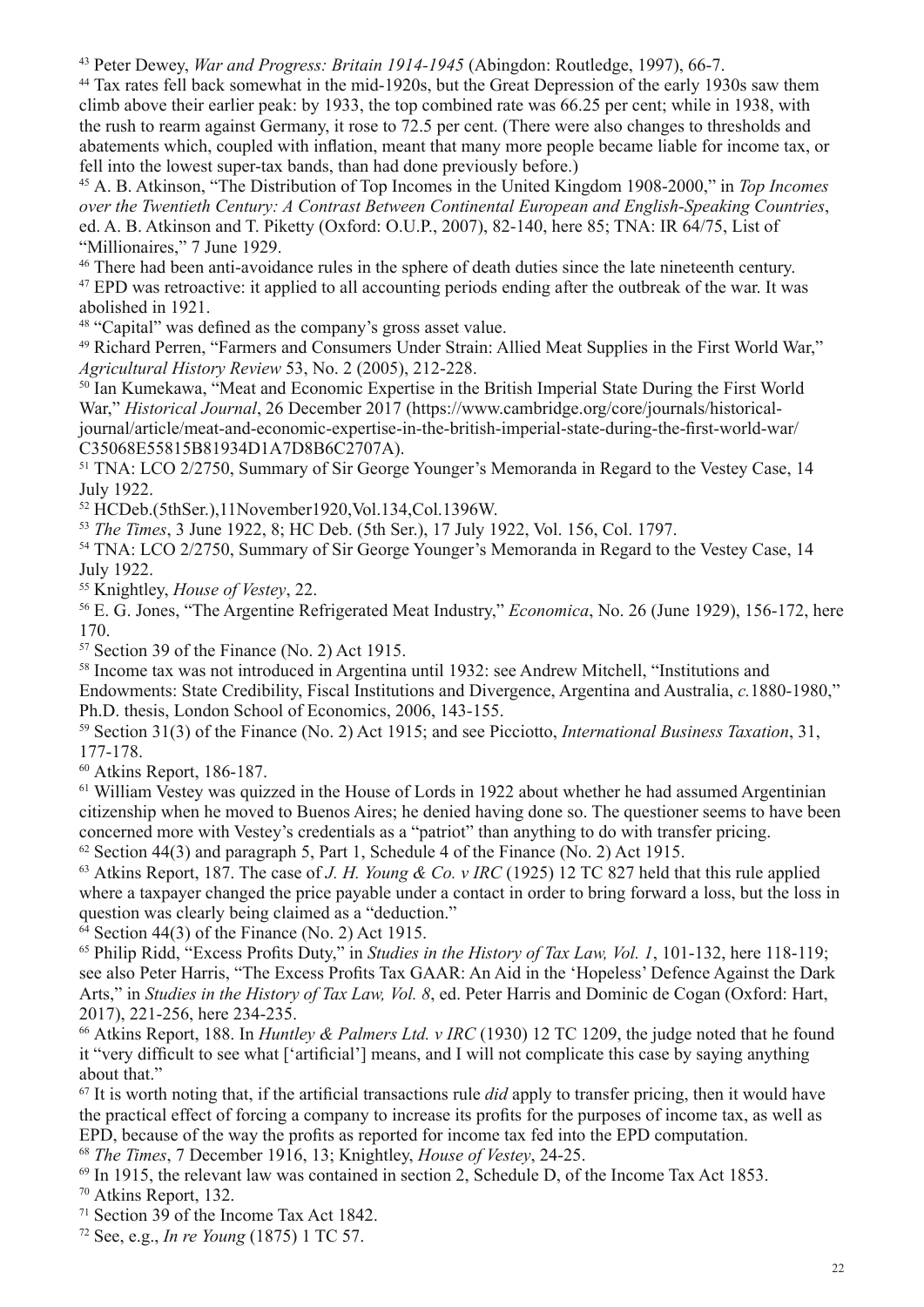[43] Peter Dewey, *War and Progress: Britain 1914-1945* (Abingdon: Routledge, 1997), 66-7.

[44] Tax rates fell back somewhat in the mid-1920s, but the Great Depression of the early 1930s saw them climb above their earlier peak: by 1933, the top combined rate was 66.25 per cent; while in 1938, with the rush to rearm against Germany, it rose to 72.5 per cent. (There were also changes to thresholds and abatements which, coupled with inflation, meant that many more people became liable for income tax, or fell into the lowest super-tax bands, than had done previously before.)

[45] A. B. Atkinson, "The Distribution of Top Incomes in the United Kingdom 1908-2000," in *Top Incomes over the Twentieth Century: A Contrast Between Continental European and English-Speaking Countries*, ed. A. B. Atkinson and T. Piketty (Oxford: O.U.P., 2007), 82-140, here 85; TNA: IR 64/75, List of "Millionaires," 7 June 1929.

[46] There had been anti-avoidance rules in the sphere of death duties since the late nineteenth century.

[47] EPD was retroactive: it applied to all accounting periods ending after the outbreak of the war. It was abolished in 1921.

[48] "Capital" was defined as the company's gross asset value.

[49] Richard Perren, "Farmers and Consumers Under Strain: Allied Meat Supplies in the First World War," *Agricultural History Review* 53, No. 2 (2005), 212-228.

[50] Ian Kumekawa, "Meat and Economic Expertise in the British Imperial State During the First World War," *Historical Journal*, 26 December 2017 (https://www.cambridge.org/core/journals/historical-journal/article/meat-and-economic-expertise-in-the-british-imperial-state-during-the-first-world-war/C35068E55815B81934D1A7D8B6C2707A).

[51] TNA: LCO 2/2750, Summary of Sir George Younger's Memoranda in Regard to the Vestey Case, 14 July 1922.

[52] HCDeb.(5thSer.),11November1920,Vol.134,Col.1396W.

[53] *The Times*, 3 June 1922, 8; HC Deb. (5th Ser.), 17 July 1922, Vol. 156, Col. 1797.

[54] TNA: LCO 2/2750, Summary of Sir George Younger's Memoranda in Regard to the Vestey Case, 14 July 1922.

[55] Knightley, *House of Vestey*, 22.

[56] E. G. Jones, "The Argentine Refrigerated Meat Industry," *Economica*, No. 26 (June 1929), 156-172, here 170.

[57] Section 39 of the Finance (No. 2) Act 1915.

[58] Income tax was not introduced in Argentina until 1932: see Andrew Mitchell, "Institutions and Endowments: State Credibility, Fiscal Institutions and Divergence, Argentina and Australia, *c.*1880-1980," Ph.D. thesis, London School of Economics, 2006, 143-155.

[59] Section 31(3) of the Finance (No. 2) Act 1915; and see Picciotto, *International Business Taxation*, 31, 177-178.

[60] Atkins Report, 186-187.

[61] William Vestey was quizzed in the House of Lords in 1922 about whether he had assumed Argentinian citizenship when he moved to Buenos Aires; he denied having done so. The questioner seems to have been concerned more with Vestey's credentials as a "patriot" than anything to do with transfer pricing.

[62] Section 44(3) and paragraph 5, Part 1, Schedule 4 of the Finance (No. 2) Act 1915.

[63] Atkins Report, 187. The case of *J. H. Young & Co. v IRC* (1925) 12 TC 827 held that this rule applied where a taxpayer changed the price payable under a contact in order to bring forward a loss, but the loss in question was clearly being claimed as a "deduction."

[64] Section 44(3) of the Finance (No. 2) Act 1915.

[65] Philip Ridd, "Excess Profits Duty," in *Studies in the History of Tax Law, Vol. 1*, 101-132, here 118-119; see also Peter Harris, "The Excess Profits Tax GAAR: An Aid in the 'Hopeless' Defence Against the Dark Arts," in *Studies in the History of Tax Law, Vol. 8*, ed. Peter Harris and Dominic de Cogan (Oxford: Hart, 2017), 221-256, here 234-235.

[66] Atkins Report, 188. In *Huntley & Palmers Ltd. v IRC* (1930) 12 TC 1209, the judge noted that he found it "very difficult to see what ['artificial'] means, and I will not complicate this case by saying anything about that."

[67] It is worth noting that, if the artificial transactions rule *did* apply to transfer pricing, then it would have the practical effect of forcing a company to increase its profits for the purposes of income tax, as well as EPD, because of the way the profits as reported for income tax fed into the EPD computation.

[68] *The Times*, 7 December 1916, 13; Knightley, *House of Vestey*, 24-25.

[69] In 1915, the relevant law was contained in section 2, Schedule D, of the Income Tax Act 1853.

[70] Atkins Report, 132.

[71] Section 39 of the Income Tax Act 1842.

[72] See, e.g., *In re Young* (1875) 1 TC 57.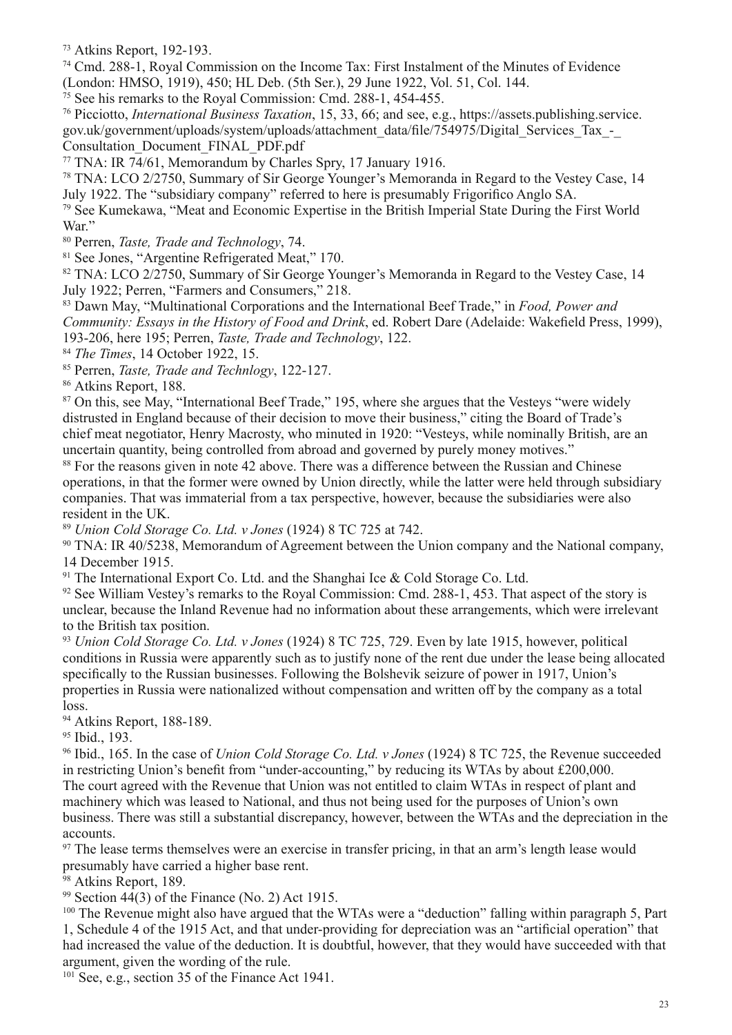[73] Atkins Report, 192-193.

[74] Cmd. 288-1, Royal Commission on the Income Tax: First Instalment of the Minutes of Evidence (London: HMSO, 1919), 450; HL Deb. (5th Ser.), 29 June 1922, Vol. 51, Col. 144.

[75] See his remarks to the Royal Commission: Cmd. 288-1, 454-455.

[76] Picciotto, *International Business Taxation*, 15, 33, 66; and see, e.g., https://assets.publishing.service.gov.uk/government/uploads/system/uploads/attachment_data/file/754975/Digital_Services_Tax_-_Consultation_Document_FINAL_PDF.pdf

[77] TNA: IR 74/61, Memorandum by Charles Spry, 17 January 1916.

[78] TNA: LCO 2/2750, Summary of Sir George Younger's Memoranda in Regard to the Vestey Case, 14 July 1922. The "subsidiary company" referred to here is presumably Frigorifico Anglo SA.

[79] See Kumekawa, "Meat and Economic Expertise in the British Imperial State During the First World War."

[80] Perren, *Taste, Trade and Technology*, 74.

[81] See Jones, "Argentine Refrigerated Meat," 170.

[82] TNA: LCO 2/2750, Summary of Sir George Younger's Memoranda in Regard to the Vestey Case, 14 July 1922; Perren, "Farmers and Consumers," 218.

[83] Dawn May, "Multinational Corporations and the International Beef Trade," in *Food, Power and Community: Essays in the History of Food and Drink*, ed. Robert Dare (Adelaide: Wakefield Press, 1999), 193-206, here 195; Perren, *Taste, Trade and Technology*, 122.

[84] *The Times*, 14 October 1922, 15.

[85] Perren, *Taste, Trade and Technlogy*, 122-127.

[86] Atkins Report, 188.

[87] On this, see May, "International Beef Trade," 195, where she argues that the Vesteys "were widely distrusted in England because of their decision to move their business," citing the Board of Trade's chief meat negotiator, Henry Macrosty, who minuted in 1920: "Vesteys, while nominally British, are an uncertain quantity, being controlled from abroad and governed by purely money motives."

[88] For the reasons given in note 42 above. There was a difference between the Russian and Chinese operations, in that the former were owned by Union directly, while the latter were held through subsidiary companies. That was immaterial from a tax perspective, however, because the subsidiaries were also resident in the UK.

[89] *Union Cold Storage Co. Ltd. v Jones* (1924) 8 TC 725 at 742.

[90] TNA: IR 40/5238, Memorandum of Agreement between the Union company and the National company, 14 December 1915.

[91] The International Export Co. Ltd. and the Shanghai Ice & Cold Storage Co. Ltd.

[92] See William Vestey's remarks to the Royal Commission: Cmd. 288-1, 453. That aspect of the story is unclear, because the Inland Revenue had no information about these arrangements, which were irrelevant to the British tax position.

[93] *Union Cold Storage Co. Ltd. v Jones* (1924) 8 TC 725, 729. Even by late 1915, however, political conditions in Russia were apparently such as to justify none of the rent due under the lease being allocated specifically to the Russian businesses. Following the Bolshevik seizure of power in 1917, Union's properties in Russia were nationalized without compensation and written off by the company as a total loss.

[94] Atkins Report, 188-189.

[95] Ibid., 193.

[96] Ibid., 165. In the case of *Union Cold Storage Co. Ltd. v Jones* (1924) 8 TC 725, the Revenue succeeded in restricting Union's benefit from "under-accounting," by reducing its WTAs by about £200,000. The court agreed with the Revenue that Union was not entitled to claim WTAs in respect of plant and machinery which was leased to National, and thus not being used for the purposes of Union's own business. There was still a substantial discrepancy, however, between the WTAs and the depreciation in the accounts.

[97] The lease terms themselves were an exercise in transfer pricing, in that an arm's length lease would presumably have carried a higher base rent.

[98] Atkins Report, 189.

[99] Section 44(3) of the Finance (No. 2) Act 1915.

[100] The Revenue might also have argued that the WTAs were a "deduction" falling within paragraph 5, Part 1, Schedule 4 of the 1915 Act, and that under-providing for depreciation was an "artificial operation" that had increased the value of the deduction. It is doubtful, however, that they would have succeeded with that argument, given the wording of the rule.

[101] See, e.g., section 35 of the Finance Act 1941.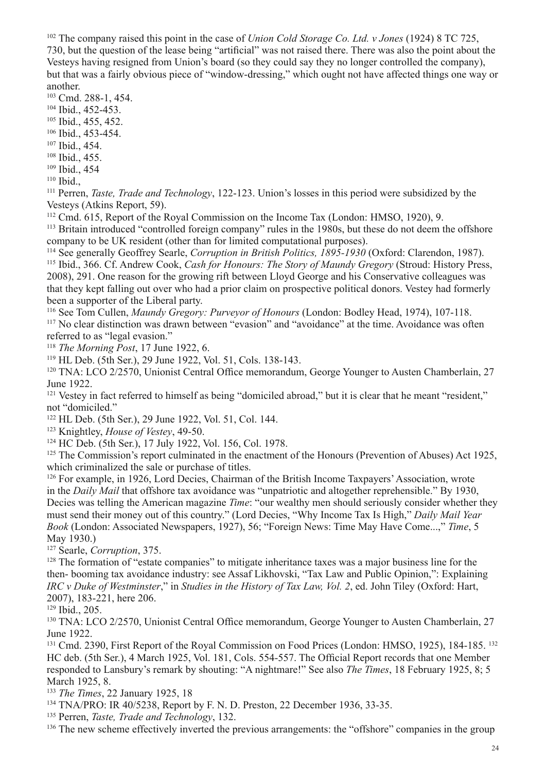[102] The company raised this point in the case of *Union Cold Storage Co. Ltd. v Jones* (1924) 8 TC 725, 730, but the question of the lease being "artificial" was not raised there. There was also the point about the Vesteys having resigned from Union's board (so they could say they no longer controlled the company), but that was a fairly obvious piece of "window-dressing," which ought not have affected things one way or another.

[103] Cmd. 288-1, 454.

[104] Ibid., 452-453.

[105] Ibid., 455, 452.

[106] Ibid., 453-454.

[107] Ibid., 454.

[108] Ibid., 455.

[109] Ibid., 454

[110] Ibid.,

[111] Perren, *Taste, Trade and Technology*, 122-123. Union's losses in this period were subsidized by the Vesteys (Atkins Report, 59).

[112] Cmd. 615, Report of the Royal Commission on the Income Tax (London: HMSO, 1920), 9.

[113] Britain introduced "controlled foreign company" rules in the 1980s, but these do not deem the offshore company to be UK resident (other than for limited computational purposes).

[114] See generally Geoffrey Searle, *Corruption in British Politics, 1895-1930* (Oxford: Clarendon, 1987).

[115] Ibid., 366. Cf. Andrew Cook, *Cash for Honours: The Story of Maundy Gregory* (Stroud: History Press, 2008), 291. One reason for the growing rift between Lloyd George and his Conservative colleagues was that they kept falling out over who had a prior claim on prospective political donors. Vestey had formerly been a supporter of the Liberal party.

[116] See Tom Cullen, *Maundy Gregory: Purveyor of Honours* (London: Bodley Head, 1974), 107-118.

[117] No clear distinction was drawn between "evasion" and "avoidance" at the time. Avoidance was often referred to as "legal evasion."

[118] *The Morning Post*, 17 June 1922, 6.

[119] HL Deb. (5th Ser.), 29 June 1922, Vol. 51, Cols. 138-143.

[120] TNA: LCO 2/2570, Unionist Central Office memorandum, George Younger to Austen Chamberlain, 27 June 1922.

[121] Vestey in fact referred to himself as being "domiciled abroad," but it is clear that he meant "resident," not "domiciled."

[122] HL Deb. (5th Ser.), 29 June 1922, Vol. 51, Col. 144.

[123] Knightley, *House of Vestey*, 49-50.

[124] HC Deb. (5th Ser.), 17 July 1922, Vol. 156, Col. 1978.

[125] The Commission's report culminated in the enactment of the Honours (Prevention of Abuses) Act 1925, which criminalized the sale or purchase of titles.

[126] For example, in 1926, Lord Decies, Chairman of the British Income Taxpayers' Association, wrote in the *Daily Mail* that offshore tax avoidance was "unpatriotic and altogether reprehensible." By 1930, Decies was telling the American magazine *Time*: "our wealthy men should seriously consider whether they must send their money out of this country." (Lord Decies, "Why Income Tax Is High," *Daily Mail Year Book* (London: Associated Newspapers, 1927), 56; "Foreign News: Time May Have Come...," *Time*, 5 May 1930.)

[127] Searle, *Corruption*, 375.

[128] The formation of "estate companies" to mitigate inheritance taxes was a major business line for the then- booming tax avoidance industry: see Assaf Likhovski, "Tax Law and Public Opinion,": Explaining *IRC v Duke of Westminster*," in *Studies in the History of Tax Law, Vol. 2*, ed. John Tiley (Oxford: Hart, 2007), 183-221, here 206.

[129] Ibid., 205.

[130] TNA: LCO 2/2570, Unionist Central Office memorandum, George Younger to Austen Chamberlain, 27 June 1922.

[131] Cmd. 2390, First Report of the Royal Commission on Food Prices (London: HMSO, 1925), 184-185.

[132] HC deb. (5th Ser.), 4 March 1925, Vol. 181, Cols. 554-557. The Official Report records that one Member responded to Lansbury's remark by shouting: "A nightmare!" See also *The Times*, 18 February 1925, 8; 5 March 1925, 8.

[133] *The Times*, 22 January 1925, 18

[134] TNA/PRO: IR 40/5238, Report by F. N. D. Preston, 22 December 1936, 33-35.

[135] Perren, *Taste, Trade and Technology*, 132.

[136] The new scheme effectively inverted the previous arrangements: the "offshore" companies in the group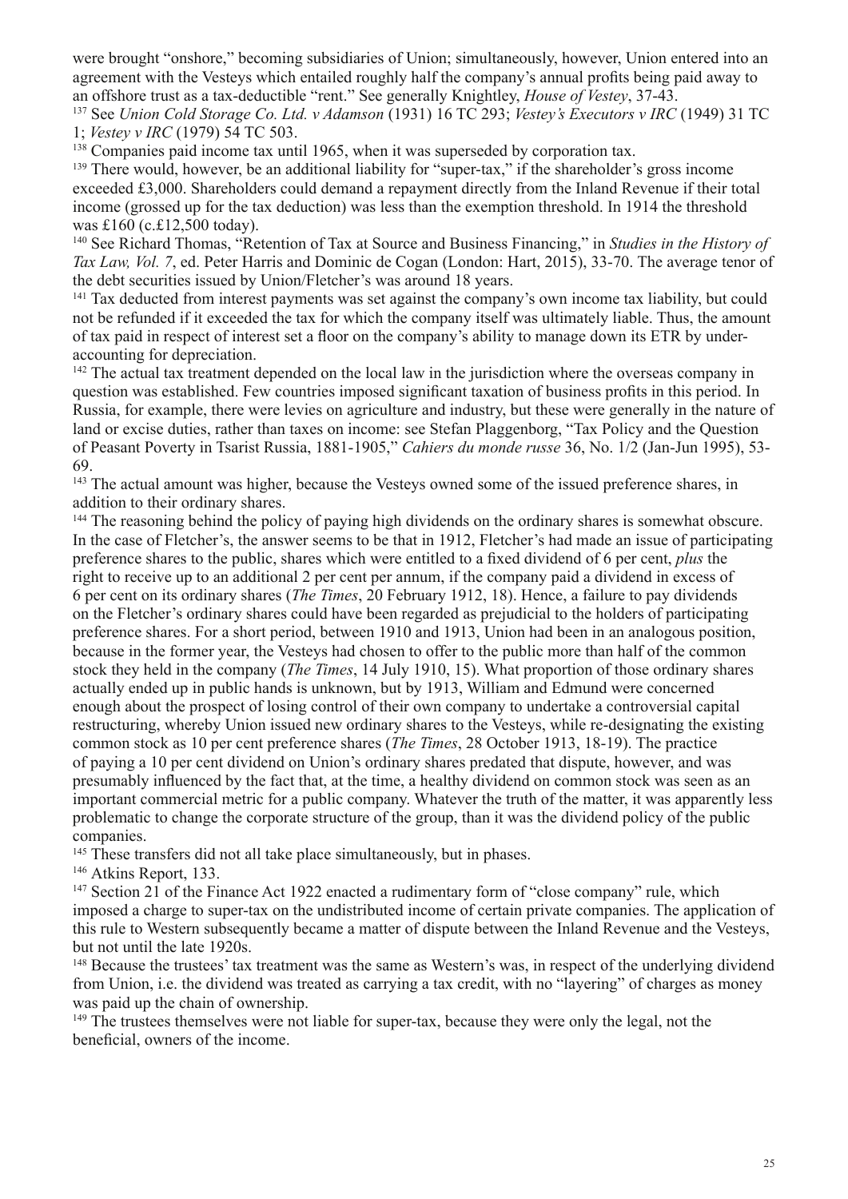were brought "onshore," becoming subsidiaries of Union; simultaneously, however, Union entered into an agreement with the Vesteys which entailed roughly half the company's annual profits being paid away to an offshore trust as a tax-deductible "rent." See generally Knightley, *House of Vestey*, 37-43.

[137] See *Union Cold Storage Co. Ltd. v Adamson* (1931) 16 TC 293; *Vestey's Executors v IRC* (1949) 31 TC 1; *Vestey v IRC* (1979) 54 TC 503.

[138] Companies paid income tax until 1965, when it was superseded by corporation tax.

[139] There would, however, be an additional liability for "super-tax," if the shareholder's gross income exceeded £3,000. Shareholders could demand a repayment directly from the Inland Revenue if their total income (grossed up for the tax deduction) was less than the exemption threshold. In 1914 the threshold was £160 (c.£12,500 today).

[140] See Richard Thomas, "Retention of Tax at Source and Business Financing," in *Studies in the History of Tax Law, Vol. 7*, ed. Peter Harris and Dominic de Cogan (London: Hart, 2015), 33-70. The average tenor of the debt securities issued by Union/Fletcher's was around 18 years.

[141] Tax deducted from interest payments was set against the company's own income tax liability, but could not be refunded if it exceeded the tax for which the company itself was ultimately liable. Thus, the amount of tax paid in respect of interest set a floor on the company's ability to manage down its ETR by under-accounting for depreciation.

[142] The actual tax treatment depended on the local law in the jurisdiction where the overseas company in question was established. Few countries imposed significant taxation of business profits in this period. In Russia, for example, there were levies on agriculture and industry, but these were generally in the nature of land or excise duties, rather than taxes on income: see Stefan Plaggenborg, "Tax Policy and the Question of Peasant Poverty in Tsarist Russia, 1881-1905," *Cahiers du monde russe* 36, No. 1/2 (Jan-Jun 1995), 53-69.

[143] The actual amount was higher, because the Vesteys owned some of the issued preference shares, in addition to their ordinary shares.

[144] The reasoning behind the policy of paying high dividends on the ordinary shares is somewhat obscure. In the case of Fletcher's, the answer seems to be that in 1912, Fletcher's had made an issue of participating preference shares to the public, shares which were entitled to a fixed dividend of 6 per cent, *plus* the right to receive up to an additional 2 per cent per annum, if the company paid a dividend in excess of 6 per cent on its ordinary shares (*The Times*, 20 February 1912, 18). Hence, a failure to pay dividends on the Fletcher's ordinary shares could have been regarded as prejudicial to the holders of participating preference shares. For a short period, between 1910 and 1913, Union had been in an analogous position, because in the former year, the Vesteys had chosen to offer to the public more than half of the common stock they held in the company (*The Times*, 14 July 1910, 15). What proportion of those ordinary shares actually ended up in public hands is unknown, but by 1913, William and Edmund were concerned enough about the prospect of losing control of their own company to undertake a controversial capital restructuring, whereby Union issued new ordinary shares to the Vesteys, while re-designating the existing common stock as 10 per cent preference shares (*The Times*, 28 October 1913, 18-19). The practice of paying a 10 per cent dividend on Union's ordinary shares predated that dispute, however, and was presumably influenced by the fact that, at the time, a healthy dividend on common stock was seen as an important commercial metric for a public company. Whatever the truth of the matter, it was apparently less problematic to change the corporate structure of the group, than it was the dividend policy of the public companies.

[145] These transfers did not all take place simultaneously, but in phases.

[146] Atkins Report, 133.

[147] Section 21 of the Finance Act 1922 enacted a rudimentary form of "close company" rule, which imposed a charge to super-tax on the undistributed income of certain private companies. The application of this rule to Western subsequently became a matter of dispute between the Inland Revenue and the Vesteys, but not until the late 1920s.

[148] Because the trustees' tax treatment was the same as Western's was, in respect of the underlying dividend from Union, i.e. the dividend was treated as carrying a tax credit, with no "layering" of charges as money was paid up the chain of ownership.

[149] The trustees themselves were not liable for super-tax, because they were only the legal, not the beneficial, owners of the income.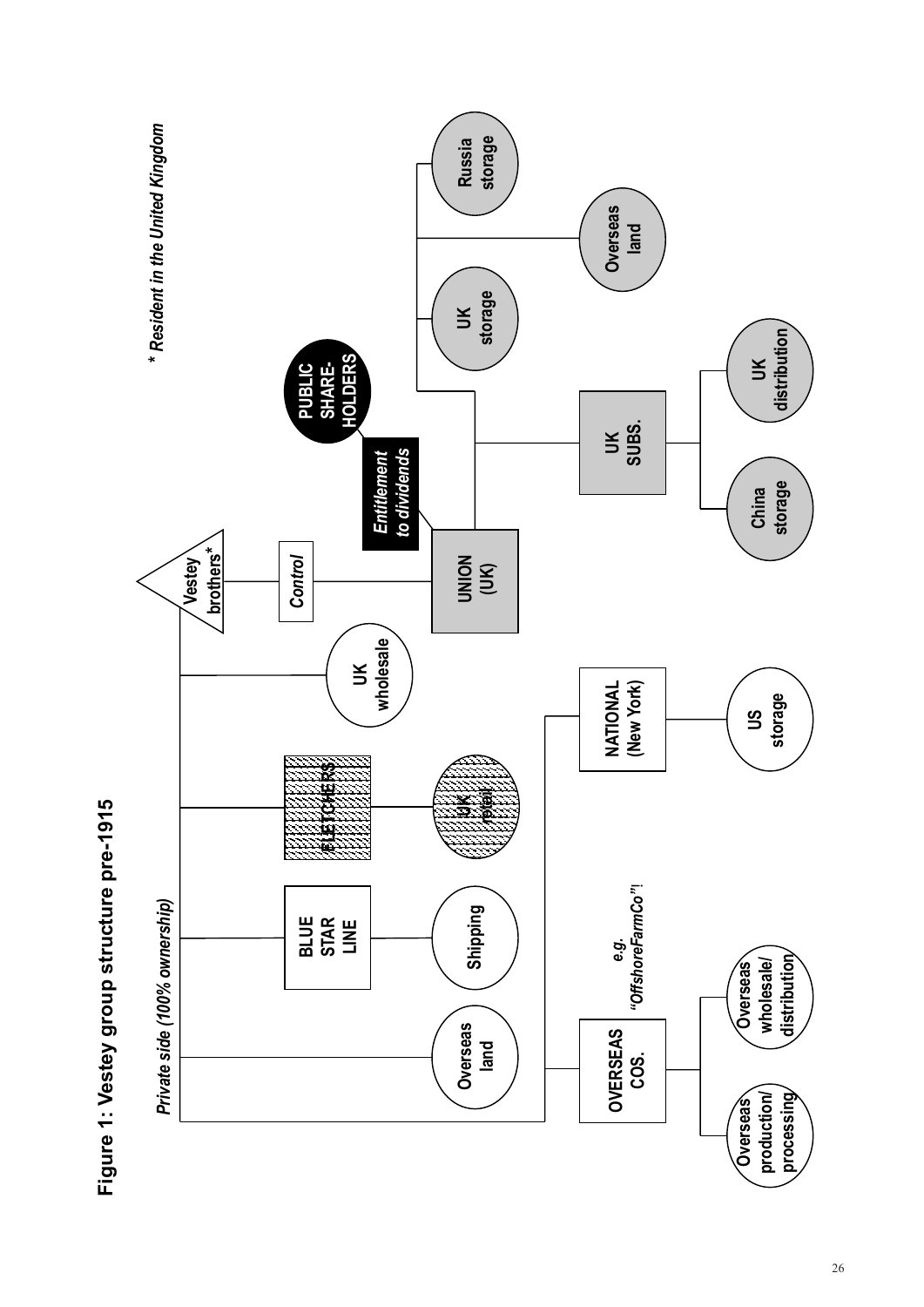**Figure 1: Vestey group structure pre-1915**

*Private side (100% ownership)*

Vestey brothers*

- Overseas land
- BLUE STAR LINE
  - Shipping
- FLETCHERS
  - UK retail
- UK wholesale
- OVERSEAS COS. (*e.g. "OffshoreFarmCo"!*)
  - Overseas production/ processing
  - Overseas wholesale/ distribution
- NATIONAL (New York)
  - US storage
- *Control*
  - UNION (UK)
    - PUBLIC SHARE-HOLDERS — *Entitlement to dividends*
    - UK SUBS.
      - China storage
      - UK distribution
    - UK storage
    - Overseas land
    - Russia storage

*\* Resident in the United Kingdom*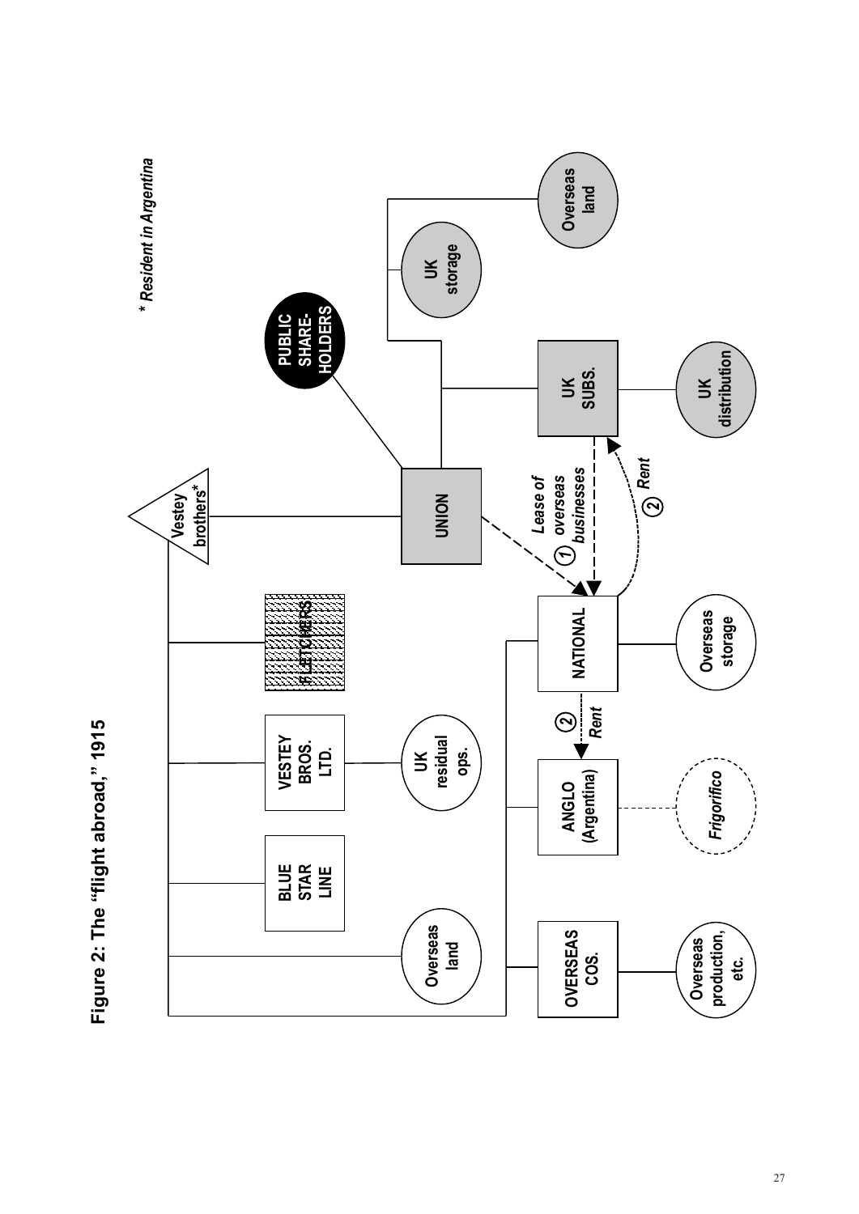**Figure 2: The "flight abroad," 1915**

Vestey brothers*

BLUE STAR LINE

VESTEY BROS. LTD.

FLETCHERS

UNION

PUBLIC SHARE-HOLDERS

Overseas land

UK residual ops.

OVERSEAS COS.

ANGLO (Argentina)

NATIONAL

UK SUBS.

UK storage

Overseas land

Overseas production, etc.

*Frigorifico*

Overseas storage

UK distribution

① *Lease of overseas businesses*

② *Rent*

② *Rent*

*\* Resident in Argentina*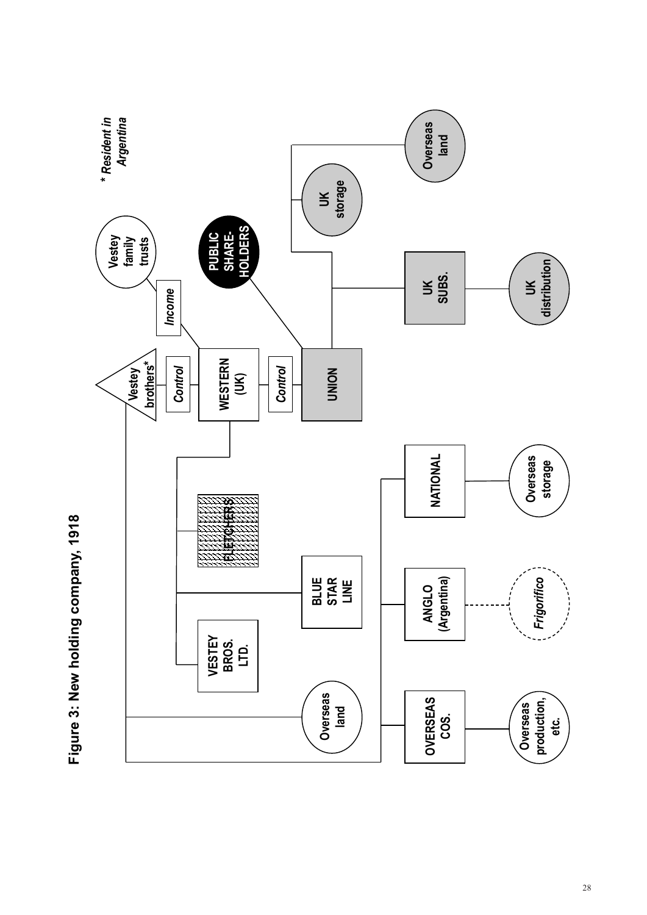# Figure 3: New holding company, 1918

Vestey brothers*

Control

WESTERN (UK)

Income

Vestey family trusts

Control

UNION

PUBLIC SHARE-HOLDERS

UK SUBS.

UK storage

Overseas land

UK distribution

VESTEY BROS. LTD.

BLUE STAR LINE

FLETCHERS

Overseas land

OVERSEAS COS.

Overseas production, etc.

ANGLO (Argentina)

Frigorifico

NATIONAL

Overseas storage

* Resident in Argentina